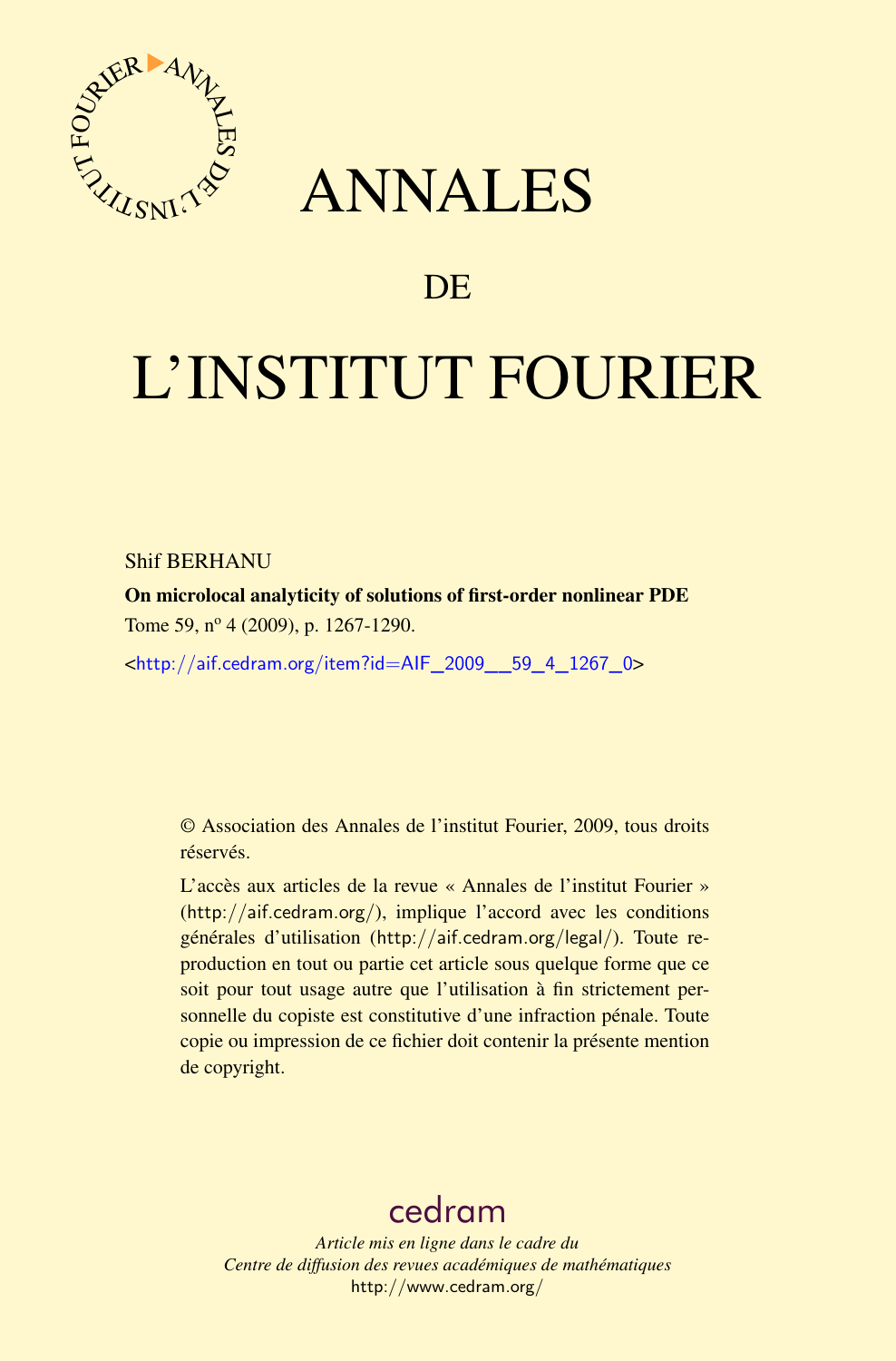# ANNALES

# DE

# L'INSTITUT FOURIER

Shif BERHANU

**On microlocal analyticity of solutions of first-order nonlinear PDE**

Tome 59, nº 4 (2009), p. 1267-1290.

<http://aif.cedram.org/item?id=AIF_2009__59_4_1267_0>

© Association des Annales de l'institut Fourier, 2009, tous droits réservés.

L'accès aux articles de la revue « Annales de l'institut Fourier » (http://aif.cedram.org/), implique l'accord avec les conditions générales d'utilisation (http://aif.cedram.org/legal/). Toute reproduction en tout ou partie cet article sous quelque forme que ce soit pour tout usage autre que l'utilisation à fin strictement personnelle du copiste est constitutive d'une infraction pénale. Toute copie ou impression de ce fichier doit contenir la présente mention de copyright.

cedram

*Article mis en ligne dans le cadre du*
*Centre de diffusion des revues académiques de mathématiques*
http://www.cedram.org/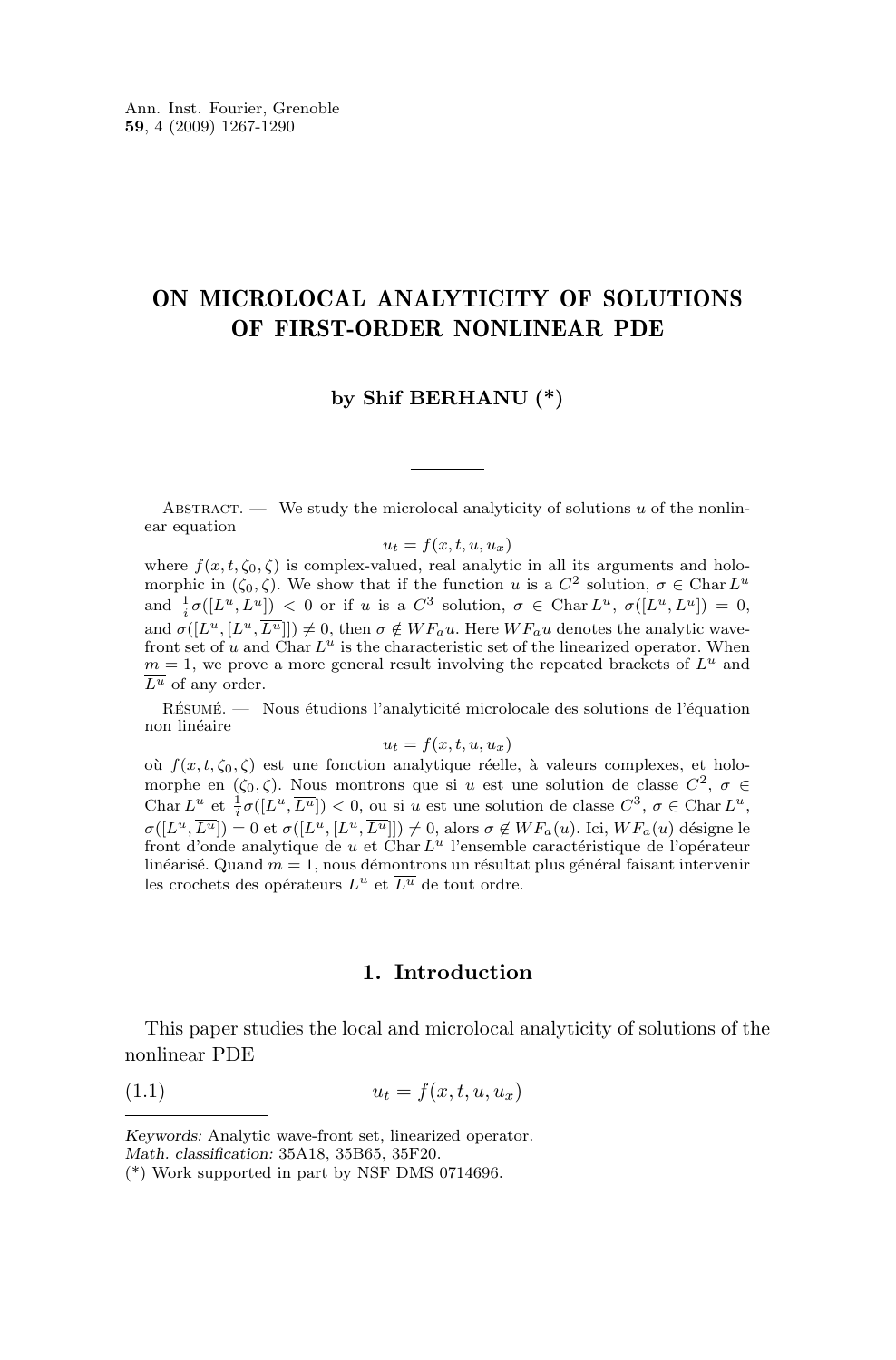# ON MICROLOCAL ANALYTICITY OF SOLUTIONS OF FIRST-ORDER NONLINEAR PDE

**by Shif BERHANU (\*)**

Abstract. — We study the microlocal analyticity of solutions $u$ of the nonlinear equation

$$u_t = f(x,t,u,u_x)$$

where $f(x,t,\zeta_0,\zeta)$ is complex-valued, real analytic in all its arguments and holomorphic in $(\zeta_0,\zeta)$. We show that if the function $u$ is a $C^2$ solution, $\sigma \in \operatorname{Char} L^u$ and $\frac{1}{i}\sigma([L^u,\overline{L^u}]) < 0$ or if $u$ is a $C^3$ solution, $\sigma \in \operatorname{Char} L^u$, $\sigma([L^u,\overline{L^u}]) = 0$, and $\sigma([L^u,[L^u,\overline{L^u}]]) \neq 0$, then $\sigma \notin WF_a u$. Here $WF_a u$ denotes the analytic wave-front set of $u$ and $\operatorname{Char} L^u$ is the characteristic set of the linearized operator. When $m = 1$, we prove a more general result involving the repeated brackets of $L^u$ and $\overline{L^u}$ of any order.

Résumé. — Nous étudions l'analyticité microlocale des solutions de l'équation non linéaire

$$u_t = f(x,t,u,u_x)$$

où $f(x,t,\zeta_0,\zeta)$ est une fonction analytique réelle, à valeurs complexes, et holomorphe en $(\zeta_0,\zeta)$. Nous montrons que si $u$ est une solution de classe $C^2$, $\sigma \in \operatorname{Char} L^u$ et $\frac{1}{i}\sigma([L^u,\overline{L^u}]) < 0$, ou si $u$ est une solution de classe $C^3$, $\sigma \in \operatorname{Char} L^u$, $\sigma([L^u,\overline{L^u}]) = 0$ et $\sigma([L^u,[L^u,\overline{L^u}]]) \neq 0$, alors $\sigma \notin WF_a(u)$. Ici, $WF_a(u)$ désigne le front d'onde analytique de $u$ et $\operatorname{Char} L^u$ l'ensemble caractéristique de l'opérateur linéarisé. Quand $m = 1$, nous démontrons un résultat plus général faisant intervenir les crochets des opérateurs $L^u$ et $\overline{L^u}$ de tout ordre.

## 1. Introduction

This paper studies the local and microlocal analyticity of solutions of the nonlinear PDE

$$u_t = f(x,t,u,u_x) \tag{1.1}$$

---

*Keywords:* Analytic wave-front set, linearized operator.
*Math. classification:* 35A18, 35B65, 35F20.
(\*) Work supported in part by NSF DMS 0714696.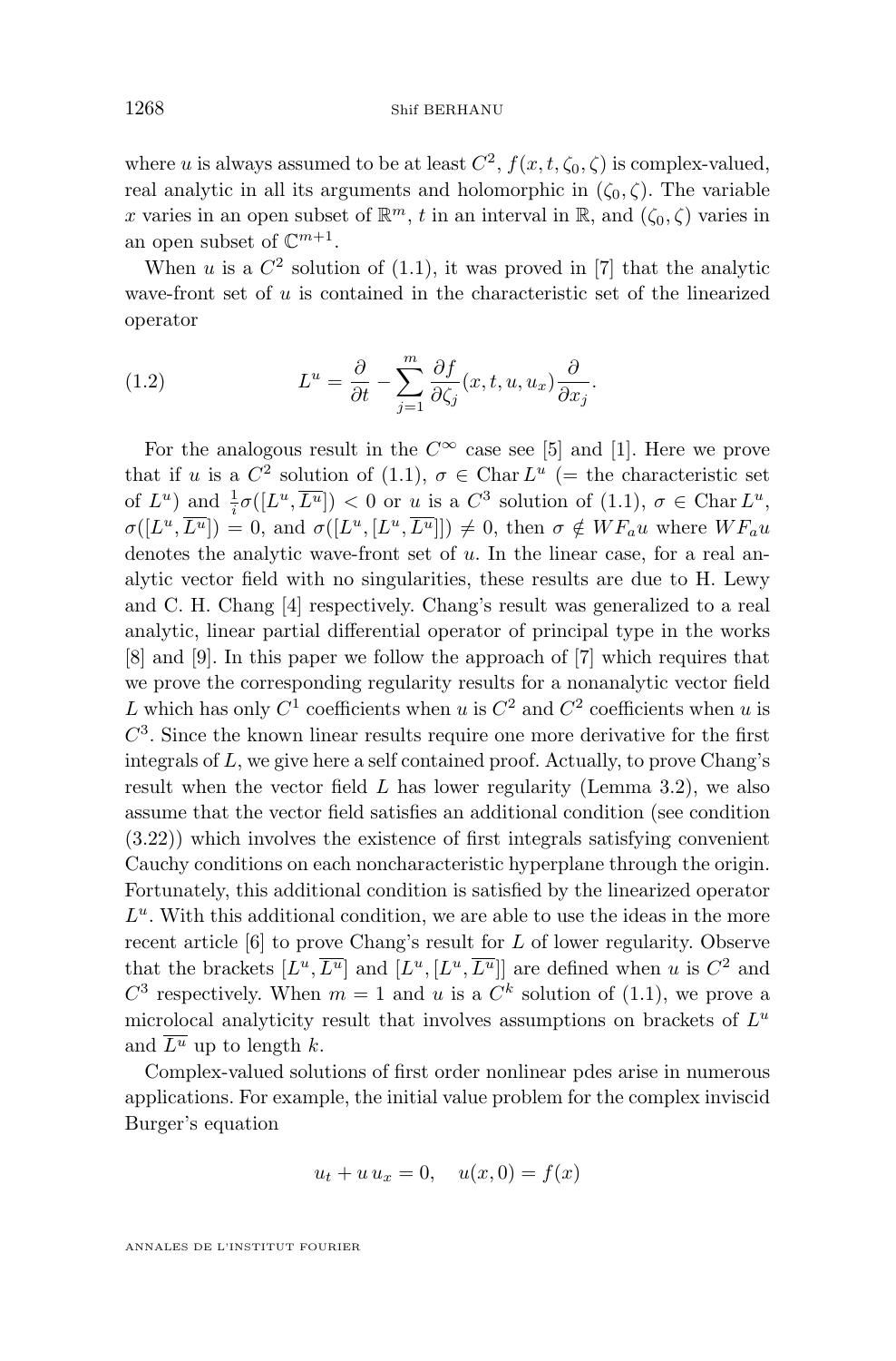where $u$ is always assumed to be at least $C^2$, $f(x,t,\zeta_0,\zeta)$ is complex-valued, real analytic in all its arguments and holomorphic in $(\zeta_0,\zeta)$. The variable $x$ varies in an open subset of $\mathbb{R}^m$, $t$ in an interval in $\mathbb{R}$, and $(\zeta_0,\zeta)$ varies in an open subset of $\mathbb{C}^{m+1}$.

When $u$ is a $C^2$ solution of (1.1), it was proved in [7] that the analytic wave-front set of $u$ is contained in the characteristic set of the linearized operator

$$L^u = \frac{\partial}{\partial t} - \sum_{j=1}^{m} \frac{\partial f}{\partial \zeta_j}(x,t,u,u_x)\frac{\partial}{\partial x_j}. \tag{1.2}$$

For the analogous result in the $C^\infty$ case see [5] and [1]. Here we prove that if $u$ is a $C^2$ solution of (1.1), $\sigma \in \operatorname{Char} L^u$ (= the characteristic set of $L^u$) and $\frac{1}{i}\sigma([L^u,\overline{L^u}]) < 0$ or $u$ is a $C^3$ solution of (1.1), $\sigma \in \operatorname{Char} L^u$, $\sigma([L^u,\overline{L^u}]) = 0$, and $\sigma([L^u,[L^u,\overline{L^u}]]) \neq 0$, then $\sigma \notin WF_a u$ where $WF_a u$ denotes the analytic wave-front set of $u$. In the linear case, for a real analytic vector field with no singularities, these results are due to H. Lewy and C. H. Chang [4] respectively. Chang's result was generalized to a real analytic, linear partial differential operator of principal type in the works [8] and [9]. In this paper we follow the approach of [7] which requires that we prove the corresponding regularity results for a nonanalytic vector field $L$ which has only $C^1$ coefficients when $u$ is $C^2$ and $C^2$ coefficients when $u$ is $C^3$. Since the known linear results require one more derivative for the first integrals of $L$, we give here a self contained proof. Actually, to prove Chang's result when the vector field $L$ has lower regularity (Lemma 3.2), we also assume that the vector field satisfies an additional condition (see condition (3.22)) which involves the existence of first integrals satisfying convenient Cauchy conditions on each noncharacteristic hyperplane through the origin. Fortunately, this additional condition is satisfied by the linearized operator $L^u$. With this additional condition, we are able to use the ideas in the more recent article [6] to prove Chang's result for $L$ of lower regularity. Observe that the brackets $[L^u,\overline{L^u}]$ and $[L^u,[L^u,\overline{L^u}]]$ are defined when $u$ is $C^2$ and $C^3$ respectively. When $m=1$ and $u$ is a $C^k$ solution of (1.1), we prove a microlocal analyticity result that involves assumptions on brackets of $L^u$ and $\overline{L^u}$ up to length $k$.

Complex-valued solutions of first order nonlinear pdes arise in numerous applications. For example, the initial value problem for the complex inviscid Burger's equation

$$u_t + u\,u_x = 0, \quad u(x,0) = f(x)$$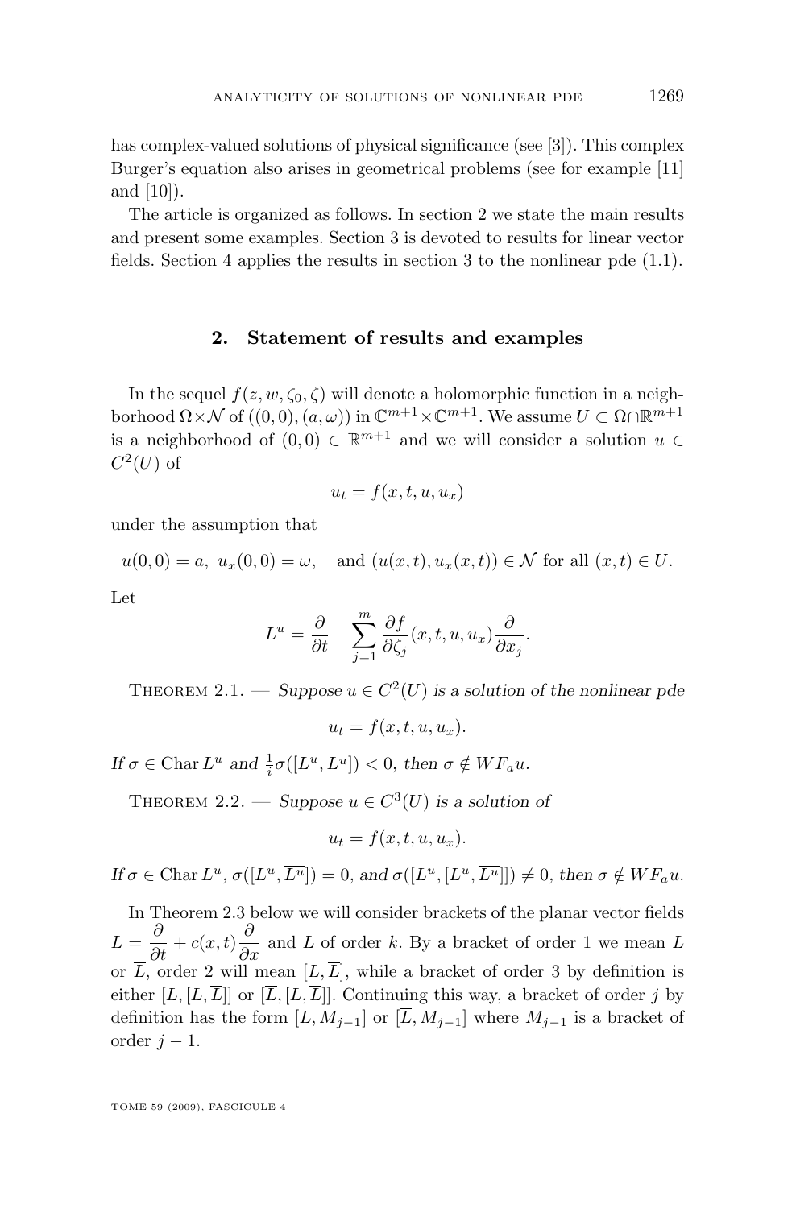has complex-valued solutions of physical significance (see [3]). This complex Burger's equation also arises in geometrical problems (see for example [11] and [10]).

The article is organized as follows. In section 2 we state the main results and present some examples. Section 3 is devoted to results for linear vector fields. Section 4 applies the results in section 3 to the nonlinear pde (1.1).

## 2. Statement of results and examples

In the sequel $f(z, w, \zeta_0, \zeta)$ will denote a holomorphic function in a neighborhood $\Omega \times \mathcal{N}$ of $((0,0),(a,\omega))$ in $\mathbb{C}^{m+1}\times\mathbb{C}^{m+1}$. We assume $U \subset \Omega\cap\mathbb{R}^{m+1}$ is a neighborhood of $(0,0) \in \mathbb{R}^{m+1}$ and we will consider a solution $u \in C^2(U)$ of

$$u_t = f(x, t, u, u_x)$$

under the assumption that

$$u(0,0) = a,\ u_x(0,0) = \omega, \quad \text{and } (u(x,t), u_x(x,t)) \in \mathcal{N} \text{ for all } (x,t) \in U.$$

Let

$$L^u = \frac{\partial}{\partial t} - \sum_{j=1}^{m} \frac{\partial f}{\partial \zeta_j}(x, t, u, u_x)\frac{\partial}{\partial x_j}.$$

Theorem 2.1. — *Suppose $u \in C^2(U)$ is a solution of the nonlinear pde*

$$u_t = f(x, t, u, u_x).$$

*If $\sigma \in \operatorname{Char} L^u$ and $\frac{1}{i}\sigma([L^u, \overline{L^u}]) < 0$, then $\sigma \notin WF_a u$.*

Theorem 2.2. — *Suppose $u \in C^3(U)$ is a solution of*

$$u_t = f(x, t, u, u_x).$$

*If $\sigma \in \operatorname{Char} L^u$, $\sigma([L^u, \overline{L^u}]) = 0$, and $\sigma([L^u, [L^u, \overline{L^u}]]) \neq 0$, then $\sigma \notin WF_a u$.*

In Theorem 2.3 below we will consider brackets of the planar vector fields $L = \dfrac{\partial}{\partial t} + c(x,t)\dfrac{\partial}{\partial x}$ and $\overline{L}$ of order $k$. By a bracket of order 1 we mean $L$ or $\overline{L}$, order 2 will mean $[L, \overline{L}]$, while a bracket of order 3 by definition is either $[L, [L, \overline{L}]]$ or $[\overline{L}, [L, \overline{L}]]$. Continuing this way, a bracket of order $j$ by definition has the form $[L, M_{j-1}]$ or $[\overline{L}, M_{j-1}]$ where $M_{j-1}$ is a bracket of order $j - 1$.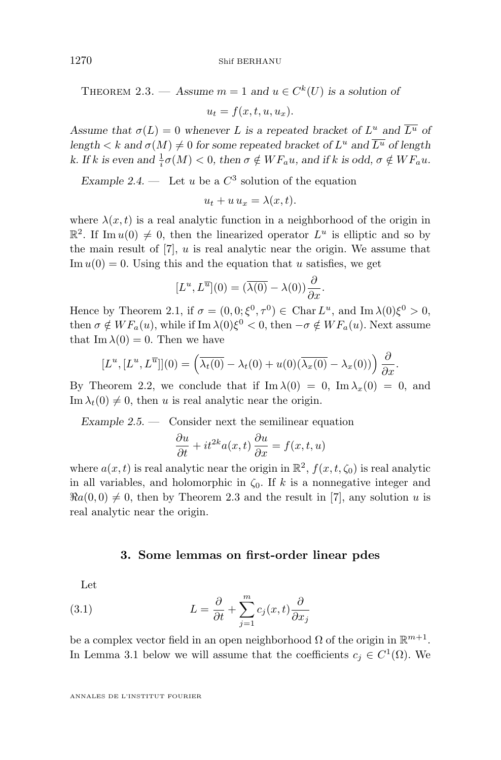Theorem 2.3. — *Assume $m = 1$ and $u \in C^k(U)$ is a solution of*

$$u_t = f(x, t, u, u_x).$$

*Assume that $\sigma(L) = 0$ whenever $L$ is a repeated bracket of $L^u$ and $\overline{L^u}$ of length $< k$ and $\sigma(M) \neq 0$ for some repeated bracket of $L^u$ and $\overline{L^u}$ of length $k$. If $k$ is even and $\frac{1}{i}\sigma(M) < 0$, then $\sigma \notin WF_a u$, and if $k$ is odd, $\sigma \notin WF_a u$.*

*Example 2.4.* — Let $u$ be a $C^3$ solution of the equation

$$u_t + u\, u_x = \lambda(x, t).$$

where $\lambda(x, t)$ is a real analytic function in a neighborhood of the origin in $\mathbb{R}^2$. If $\operatorname{Im} u(0) \neq 0$, then the linearized operator $L^u$ is elliptic and so by the main result of [7], $u$ is real analytic near the origin. We assume that $\operatorname{Im} u(0) = 0$. Using this and the equation that $u$ satisfies, we get

$$[L^u, L^{\overline{u}}](0) = (\overline{\lambda(0)} - \lambda(0))\frac{\partial}{\partial x}.$$

Hence by Theorem 2.1, if $\sigma = (0, 0; \xi^0, \tau^0) \in \operatorname{Char} L^u$, and $\operatorname{Im} \lambda(0)\xi^0 > 0$, then $\sigma \notin WF_a(u)$, while if $\operatorname{Im} \lambda(0)\xi^0 < 0$, then $-\sigma \notin WF_a(u)$. Next assume that $\operatorname{Im} \lambda(0) = 0$. Then we have

$$[L^u, [L^u, L^{\overline{u}}]](0) = \left(\overline{\lambda_t(0)} - \lambda_t(0) + u(0)(\overline{\lambda_x(0)} - \lambda_x(0))\right)\frac{\partial}{\partial x}.$$

By Theorem 2.2, we conclude that if $\operatorname{Im} \lambda(0) = 0$, $\operatorname{Im} \lambda_x(0) = 0$, and $\operatorname{Im} \lambda_t(0) \neq 0$, then $u$ is real analytic near the origin.

*Example 2.5.* — Consider next the semilinear equation

$$\frac{\partial u}{\partial t} + it^{2k}a(x, t)\frac{\partial u}{\partial x} = f(x, t, u)$$

where $a(x, t)$ is real analytic near the origin in $\mathbb{R}^2$, $f(x, t, \zeta_0)$ is real analytic in all variables, and holomorphic in $\zeta_0$. If $k$ is a nonnegative integer and $\Re a(0, 0) \neq 0$, then by Theorem 2.3 and the result in [7], any solution $u$ is real analytic near the origin.

## 3. Some lemmas on first-order linear pdes

Let

$$L = \frac{\partial}{\partial t} + \sum_{j=1}^{m} c_j(x, t)\frac{\partial}{\partial x_j} \tag{3.1}$$

be a complex vector field in an open neighborhood $\Omega$ of the origin in $\mathbb{R}^{m+1}$. In Lemma 3.1 below we will assume that the coefficients $c_j \in C^1(\Omega)$. We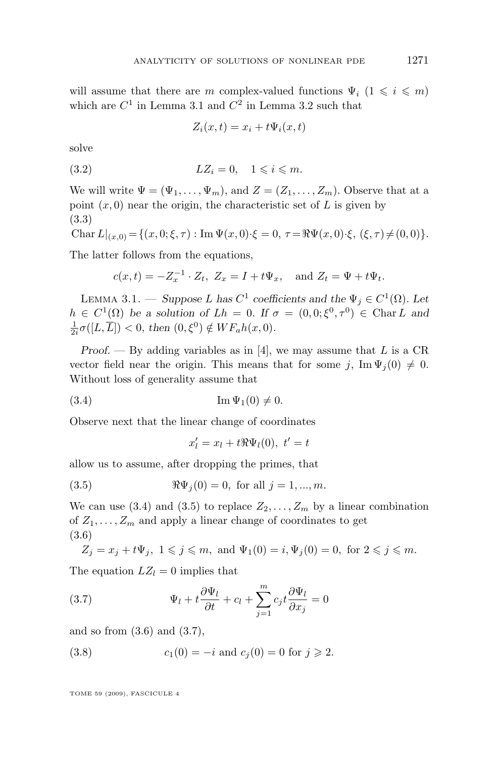will assume that there are $m$ complex-valued functions $\Psi_i$ $(1 \leqslant i \leqslant m)$ which are $C^1$ in Lemma 3.1 and $C^2$ in Lemma 3.2 such that

$$Z_i(x,t) = x_i + t\Psi_i(x,t)$$

solve

$$LZ_i = 0, \quad 1 \leqslant i \leqslant m. \tag{3.2}$$

We will write $\Psi = (\Psi_1, \ldots, \Psi_m)$, and $Z = (Z_1, \ldots, Z_m)$. Observe that at a point $(x, 0)$ near the origin, the characteristic set of $L$ is given by

$$\operatorname{Char} L|_{(x,0)} = \{(x, 0; \xi, \tau) : \operatorname{Im} \Psi(x,0)\cdot\xi = 0,\ \tau = \Re\Psi(x,0)\cdot\xi,\ (\xi,\tau) \neq (0,0)\}. \tag{3.3}$$

The latter follows from the equations,

$$c(x,t) = -Z_x^{-1} \cdot Z_t,\ Z_x = I + t\Psi_x, \quad \text{and } Z_t = \Psi + t\Psi_t.$$

**Lemma 3.1.** — *Suppose $L$ has $C^1$ coefficients and the $\Psi_j \in C^1(\Omega)$. Let $h \in C^1(\Omega)$ be a solution of $Lh = 0$. If $\sigma = (0, 0; \xi^0, \tau^0) \in \operatorname{Char} L$ and $\frac{1}{2i}\sigma([L, \overline{L}]) < 0$, then $(0, \xi^0) \notin WF_a h(x, 0)$.*

*Proof.* — By adding variables as in [4], we may assume that $L$ is a CR vector field near the origin. This means that for some $j$, $\operatorname{Im} \Psi_j(0) \neq 0$. Without loss of generality assume that

$$\operatorname{Im} \Psi_1(0) \neq 0. \tag{3.4}$$

Observe next that the linear change of coordinates

$$x_l' = x_l + t\Re\Psi_l(0),\ t' = t$$

allow us to assume, after dropping the primes, that

$$\Re\Psi_j(0) = 0, \text{ for all } j = 1, ..., m. \tag{3.5}$$

We can use (3.4) and (3.5) to replace $Z_2, \ldots, Z_m$ by a linear combination of $Z_1, \ldots, Z_m$ and apply a linear change of coordinates to get

$$Z_j = x_j + t\Psi_j,\ 1 \leqslant j \leqslant m, \text{ and } \Psi_1(0) = i, \Psi_j(0) = 0, \text{ for } 2 \leqslant j \leqslant m. \tag{3.6}$$

The equation $LZ_l = 0$ implies that

$$\Psi_l + t\frac{\partial \Psi_l}{\partial t} + c_l + \sum_{j=1}^{m} c_j t \frac{\partial \Psi_l}{\partial x_j} = 0 \tag{3.7}$$

and so from (3.6) and (3.7),

$$c_1(0) = -i \text{ and } c_j(0) = 0 \text{ for } j \geqslant 2. \tag{3.8}$$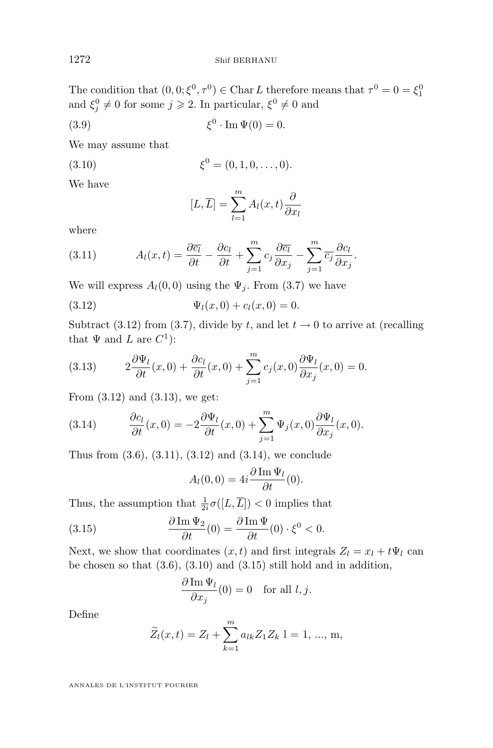The condition that $(0, 0; \xi^0, \tau^0) \in \operatorname{Char} L$ therefore means that $\tau^0 = 0 = \xi_1^0$ and $\xi_j^0 \neq 0$ for some $j \geqslant 2$. In particular, $\xi^0 \neq 0$ and

$$\xi^0 \cdot \operatorname{Im} \Psi(0) = 0. \tag{3.9}$$

We may assume that

$$\xi^0 = (0, 1, 0, \dots, 0). \tag{3.10}$$

We have

$$[L, \overline{L}] = \sum_{l=1}^{m} A_l(x,t) \frac{\partial}{\partial x_l}$$

where

$$A_l(x,t) = \frac{\partial \overline{c_l}}{\partial t} - \frac{\partial c_l}{\partial t} + \sum_{j=1}^{m} c_j \frac{\partial \overline{c_l}}{\partial x_j} - \sum_{j=1}^{m} \overline{c_j} \frac{\partial c_l}{\partial x_j}. \tag{3.11}$$

We will express $A_l(0,0)$ using the $\Psi_j$. From (3.7) we have

$$\Psi_l(x,0) + c_l(x,0) = 0. \tag{3.12}$$

Subtract (3.12) from (3.7), divide by $t$, and let $t \to 0$ to arrive at (recalling that $\Psi$ and $L$ are $C^1$):

$$2\frac{\partial \Psi_l}{\partial t}(x,0) + \frac{\partial c_l}{\partial t}(x,0) + \sum_{j=1}^{m} c_j(x,0) \frac{\partial \Psi_l}{\partial x_j}(x,0) = 0. \tag{3.13}$$

From (3.12) and (3.13), we get:

$$\frac{\partial c_l}{\partial t}(x,0) = -2\frac{\partial \Psi_l}{\partial t}(x,0) + \sum_{j=1}^{m} \Psi_j(x,0) \frac{\partial \Psi_l}{\partial x_j}(x,0). \tag{3.14}$$

Thus from (3.6), (3.11), (3.12) and (3.14), we conclude

$$A_l(0,0) = 4i \frac{\partial \operatorname{Im} \Psi_l}{\partial t}(0).$$

Thus, the assumption that $\frac{1}{2i}\sigma([L, \overline{L}]) < 0$ implies that

$$\frac{\partial \operatorname{Im} \Psi_2}{\partial t}(0) = \frac{\partial \operatorname{Im} \Psi}{\partial t}(0) \cdot \xi^0 < 0. \tag{3.15}$$

Next, we show that coordinates $(x,t)$ and first integrals $Z_l = x_l + t\Psi_l$ can be chosen so that (3.6), (3.10) and (3.15) still hold and in addition,

$$\frac{\partial \operatorname{Im} \Psi_l}{\partial x_j}(0) = 0 \quad \text{for all } l, j.$$

Define

$$\widetilde{Z}_l(x,t) = Z_l + \sum_{k=1}^{m} a_{lk} Z_1 Z_k \ \text{l = 1, ..., m},$$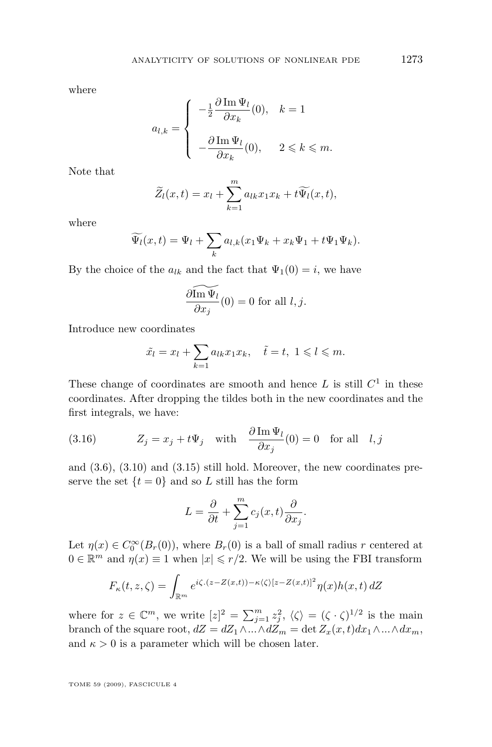where

$$a_{l,k} = \begin{cases} -\frac{1}{2}\dfrac{\partial \operatorname{Im} \Psi_l}{\partial x_k}(0), & k = 1 \\ \\ -\dfrac{\partial \operatorname{Im} \Psi_l}{\partial x_k}(0), & 2 \leqslant k \leqslant m. \end{cases}$$

Note that

$$\widetilde{Z}_l(x,t) = x_l + \sum_{k=1}^{m} a_{lk} x_1 x_k + t\widetilde{\Psi_l}(x,t),$$

where

$$\widetilde{\Psi_l}(x,t) = \Psi_l + \sum_k a_{l,k}(x_1 \Psi_k + x_k \Psi_1 + t\Psi_1 \Psi_k).$$

By the choice of the $a_{lk}$ and the fact that $\Psi_1(0) = i$, we have

$$\frac{\partial \widetilde{\operatorname{Im} \Psi_l}}{\partial x_j}(0) = 0 \text{ for all } l, j.$$

Introduce new coordinates

$$\tilde{x_l} = x_l + \sum_{k=1} a_{lk} x_1 x_k, \quad \tilde{t} = t, \ 1 \leqslant l \leqslant m.$$

These change of coordinates are smooth and hence $L$ is still $C^1$ in these coordinates. After dropping the tildes both in the new coordinates and the first integrals, we have:

$$Z_j = x_j + t\Psi_j \quad \text{with} \quad \frac{\partial \operatorname{Im} \Psi_l}{\partial x_j}(0) = 0 \quad \text{for all} \quad l, j \tag{3.16}$$

and (3.6), (3.10) and (3.15) still hold. Moreover, the new coordinates preserve the set $\{t = 0\}$ and so $L$ still has the form

$$L = \frac{\partial}{\partial t} + \sum_{j=1}^{m} c_j(x,t) \frac{\partial}{\partial x_j}.$$

Let $\eta(x) \in C_0^\infty(B_r(0))$, where $B_r(0)$ is a ball of small radius $r$ centered at $0 \in \mathbb{R}^m$ and $\eta(x) \equiv 1$ when $|x| \leqslant r/2$. We will be using the FBI transform

$$F_\kappa(t,z,\zeta) = \int_{\mathbb{R}^m} e^{i\zeta.(z - Z(x,t)) - \kappa\langle\zeta\rangle[z - Z(x,t)]^2} \eta(x) h(x,t) \, dZ$$

where for $z \in \mathbb{C}^m$, we write $[z]^2 = \sum_{j=1}^{m} z_j^2$, $\langle\zeta\rangle = (\zeta \cdot \zeta)^{1/2}$ is the main branch of the square root, $dZ = dZ_1 \wedge ... \wedge dZ_m = \det Z_x(x,t) dx_1 \wedge ... \wedge dx_m$, and $\kappa > 0$ is a parameter which will be chosen later.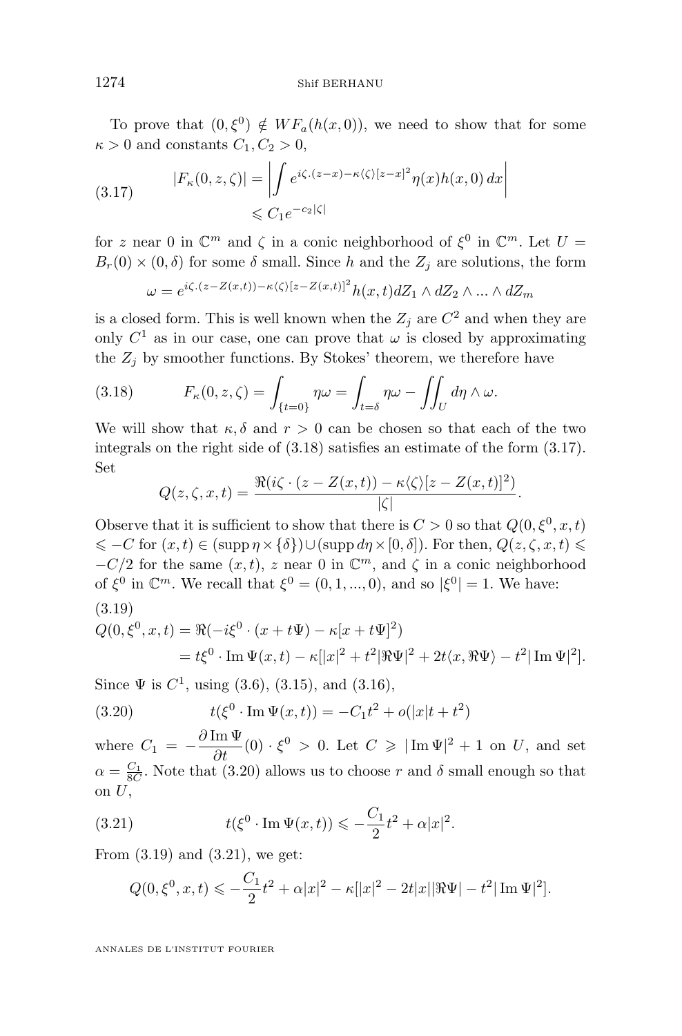To prove that $(0,\xi^0)\notin WF_a(h(x,0))$, we need to show that for some $\kappa>0$ and constants $C_1, C_2>0$,

$$
\begin{aligned}
|F_\kappa(0,z,\zeta)| &= \left|\int e^{i\zeta.(z-x)-\kappa\langle\zeta\rangle[z-x]^2}\eta(x)h(x,0)\,dx\right| \\
&\leqslant C_1 e^{-c_2|\zeta|}
\end{aligned}
\tag{3.17}
$$

for $z$ near 0 in $\mathbb{C}^m$ and $\zeta$ in a conic neighborhood of $\xi^0$ in $\mathbb{C}^m$. Let $U=B_r(0)\times(0,\delta)$ for some $\delta$ small. Since $h$ and the $Z_j$ are solutions, the form

$$
\omega = e^{i\zeta.(z-Z(x,t))-\kappa\langle\zeta\rangle[z-Z(x,t)]^2}h(x,t)dZ_1\wedge dZ_2\wedge\ldots\wedge dZ_m
$$

is a closed form. This is well known when the $Z_j$ are $C^2$ and when they are only $C^1$ as in our case, one can prove that $\omega$ is closed by approximating the $Z_j$ by smoother functions. By Stokes' theorem, we therefore have

$$
F_\kappa(0,z,\zeta)=\int_{\{t=0\}}\eta\omega=\int_{t=\delta}\eta\omega-\iint_U d\eta\wedge\omega. \tag{3.18}
$$

We will show that $\kappa,\delta$ and $r>0$ can be chosen so that each of the two integrals on the right side of (3.18) satisfies an estimate of the form (3.17). Set

$$
Q(z,\zeta,x,t)=\frac{\Re(i\zeta\cdot(z-Z(x,t))-\kappa\langle\zeta\rangle[z-Z(x,t)]^2)}{|\zeta|}.
$$

Observe that it is sufficient to show that there is $C>0$ so that $Q(0,\xi^0,x,t)\leqslant -C$ for $(x,t)\in(\operatorname{supp}\eta\times\{\delta\})\cup(\operatorname{supp}d\eta\times[0,\delta])$. For then, $Q(z,\zeta,x,t)\leqslant -C/2$ for the same $(x,t)$, $z$ near 0 in $\mathbb{C}^m$, and $\zeta$ in a conic neighborhood of $\xi^0$ in $\mathbb{C}^m$. We recall that $\xi^0=(0,1,\ldots,0)$, and so $|\xi^0|=1$. We have:

$$
\begin{aligned}
Q(0,\xi^0,x,t) &= \Re(-i\xi^0\cdot(x+t\Psi)-\kappa[x+t\Psi]^2) \\
&= t\xi^0\cdot\operatorname{Im}\Psi(x,t)-\kappa[|x|^2+t^2|\Re\Psi|^2+2t\langle x,\Re\Psi\rangle-t^2|\operatorname{Im}\Psi|^2].
\end{aligned}
\tag{3.19}
$$

Since $\Psi$ is $C^1$, using (3.6), (3.15), and (3.16),

$$
t(\xi^0\cdot\operatorname{Im}\Psi(x,t))=-C_1t^2+o(|x|t+t^2) \tag{3.20}
$$

where $C_1=-\dfrac{\partial\operatorname{Im}\Psi}{\partial t}(0)\cdot\xi^0>0$. Let $C\geqslant|\operatorname{Im}\Psi|^2+1$ on $U$, and set $\alpha=\frac{C_1}{8C}$. Note that (3.20) allows us to choose $r$ and $\delta$ small enough so that on $U$,

$$
t(\xi^0\cdot\operatorname{Im}\Psi(x,t))\leqslant-\frac{C_1}{2}t^2+\alpha|x|^2. \tag{3.21}
$$

From (3.19) and (3.21), we get:

$$
Q(0,\xi^0,x,t)\leqslant-\frac{C_1}{2}t^2+\alpha|x|^2-\kappa[|x|^2-2t|x||\Re\Psi|-t^2|\operatorname{Im}\Psi|^2].
$$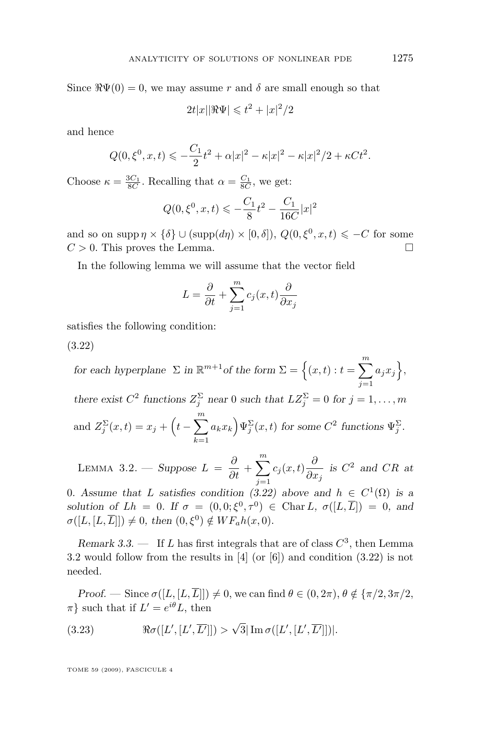Since $\Re\Psi(0) = 0$, we may assume $r$ and $\delta$ are small enough so that

$$2t|x||\Re\Psi| \leqslant t^2 + |x|^2/2$$

and hence

$$Q(0, \xi^0, x, t) \leqslant -\frac{C_1}{2}t^2 + \alpha|x|^2 - \kappa|x|^2 - \kappa|x|^2/2 + \kappa C t^2.$$

Choose $\kappa = \frac{3C_1}{8C}$. Recalling that $\alpha = \frac{C_1}{8C}$, we get:

$$Q(0, \xi^0, x, t) \leqslant -\frac{C_1}{8}t^2 - \frac{C_1}{16C}|x|^2$$

and so on $\operatorname{supp}\eta \times \{\delta\} \cup (\operatorname{supp}(d\eta) \times [0, \delta])$, $Q(0, \xi^0, x, t) \leqslant -C$ for some $C > 0$. This proves the Lemma. □

In the following lemma we will assume that the vector field

$$L = \frac{\partial}{\partial t} + \sum_{j=1}^{m} c_j(x, t)\frac{\partial}{\partial x_j}$$

satisfies the following condition:

(3.22)

*for each hyperplane* $\Sigma$ *in* $\mathbb{R}^{m+1}$ *of the form* $\Sigma = \Big\{(x, t) : t = \sum_{j=1}^{m} a_j x_j\Big\}$,

*there exist* $C^2$ *functions* $Z_j^\Sigma$ *near* 0 *such that* $LZ_j^\Sigma = 0$ *for* $j = 1, \ldots, m$

and $Z_j^\Sigma(x, t) = x_j + \Big(t - \sum_{k=1}^{m} a_k x_k\Big)\Psi_j^\Sigma(x, t)$ *for some* $C^2$ *functions* $\Psi_j^\Sigma$.

Lemma 3.2. — *Suppose* $L = \dfrac{\partial}{\partial t} + \displaystyle\sum_{j=1}^{m} c_j(x, t)\frac{\partial}{\partial x_j}$ *is* $C^2$ *and CR at* 0*. Assume that* $L$ *satisfies condition (3.22) above and* $h \in C^1(\Omega)$ *is a solution of* $Lh = 0$*. If* $\sigma = (0, 0; \xi^0, \tau^0) \in \operatorname{Char} L$*,* $\sigma([L, \overline{L}]) = 0$*, and* $\sigma([L, [L, \overline{L}]]) \neq 0$*, then* $(0, \xi^0) \notin WF_a h(x, 0)$.

*Remark 3.3.* — If $L$ has first integrals that are of class $C^3$, then Lemma 3.2 would follow from the results in [4] (or [6]) and condition (3.22) is not needed.

*Proof.* — Since $\sigma([L, [L, \overline{L}]]) \neq 0$, we can find $\theta \in (0, 2\pi)$, $\theta \notin \{\pi/2, 3\pi/2, \pi\}$ such that if $L' = e^{i\theta}L$, then

$$\Re\sigma([L', [L', \overline{L'}]]) > \sqrt{3}|\operatorname{Im}\sigma([L', [L', \overline{L'}]])|. \tag{3.23}$$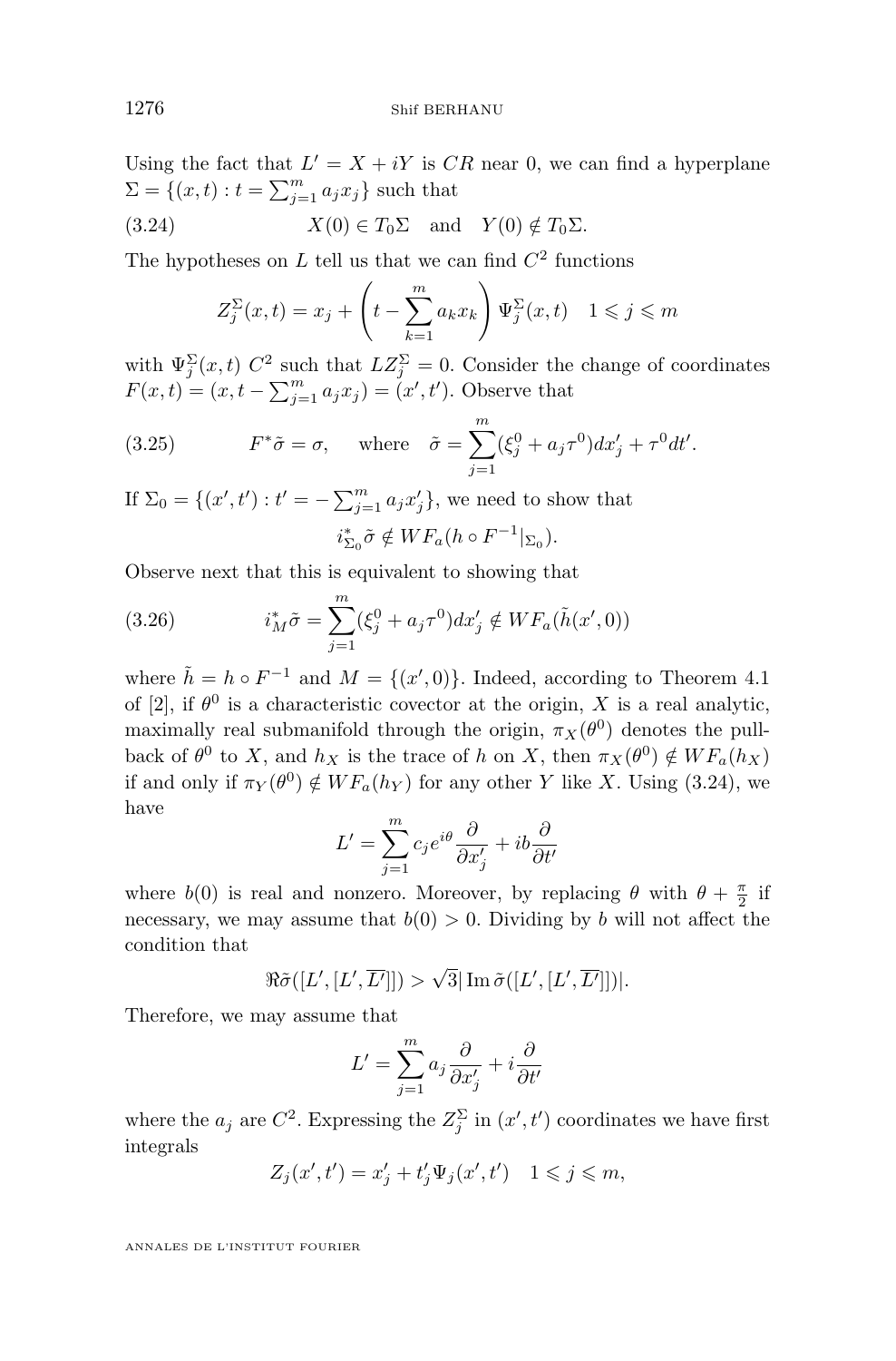Using the fact that $L' = X + iY$ is $CR$ near 0, we can find a hyperplane $\Sigma = \{(x,t) : t = \sum_{j=1}^m a_j x_j\}$ such that

$$X(0) \in T_0\Sigma \quad \text{and} \quad Y(0) \notin T_0\Sigma. \tag{3.24}$$

The hypotheses on $L$ tell us that we can find $C^2$ functions

$$Z_j^\Sigma(x,t) = x_j + \left(t - \sum_{k=1}^m a_k x_k\right) \Psi_j^\Sigma(x,t) \quad 1 \leqslant j \leqslant m$$

with $\Psi_j^\Sigma(x,t)$ $C^2$ such that $LZ_j^\Sigma = 0$. Consider the change of coordinates $F(x,t) = (x, t - \sum_{j=1}^m a_j x_j) = (x', t')$. Observe that

$$F^*\tilde{\sigma} = \sigma, \quad \text{where} \quad \tilde{\sigma} = \sum_{j=1}^m (\xi_j^0 + a_j \tau^0) dx_j' + \tau^0 dt'. \tag{3.25}$$

If $\Sigma_0 = \{(x',t') : t' = -\sum_{j=1}^m a_j x_j'\}$, we need to show that

$$i_{\Sigma_0}^* \tilde{\sigma} \notin WF_a(h \circ F^{-1}|_{\Sigma_0}).$$

Observe next that this is equivalent to showing that

$$i_M^* \tilde{\sigma} = \sum_{j=1}^m (\xi_j^0 + a_j \tau^0) dx_j' \notin WF_a(\tilde{h}(x',0)) \tag{3.26}$$

where $\tilde{h} = h \circ F^{-1}$ and $M = \{(x',0)\}$. Indeed, according to Theorem 4.1 of [2], if $\theta^0$ is a characteristic covector at the origin, $X$ is a real analytic, maximally real submanifold through the origin, $\pi_X(\theta^0)$ denotes the pull-back of $\theta^0$ to $X$, and $h_X$ is the trace of $h$ on $X$, then $\pi_X(\theta^0) \notin WF_a(h_X)$ if and only if $\pi_Y(\theta^0) \notin WF_a(h_Y)$ for any other $Y$ like $X$. Using (3.24), we have

$$L' = \sum_{j=1}^m c_j e^{i\theta} \frac{\partial}{\partial x_j'} + ib \frac{\partial}{\partial t'}$$

where $b(0)$ is real and nonzero. Moreover, by replacing $\theta$ with $\theta + \frac{\pi}{2}$ if necessary, we may assume that $b(0) > 0$. Dividing by $b$ will not affect the condition that

$$\Re\tilde{\sigma}([L',[L',\overline{L'}]]) > \sqrt{3}|\operatorname{Im}\tilde{\sigma}([L',[L',\overline{L'}]])|.$$

Therefore, we may assume that

$$L' = \sum_{j=1}^m a_j \frac{\partial}{\partial x_j'} + i \frac{\partial}{\partial t'}$$

where the $a_j$ are $C^2$. Expressing the $Z_j^\Sigma$ in $(x',t')$ coordinates we have first integrals

$$Z_j(x',t') = x_j' + t_j' \Psi_j(x',t') \quad 1 \leqslant j \leqslant m,$$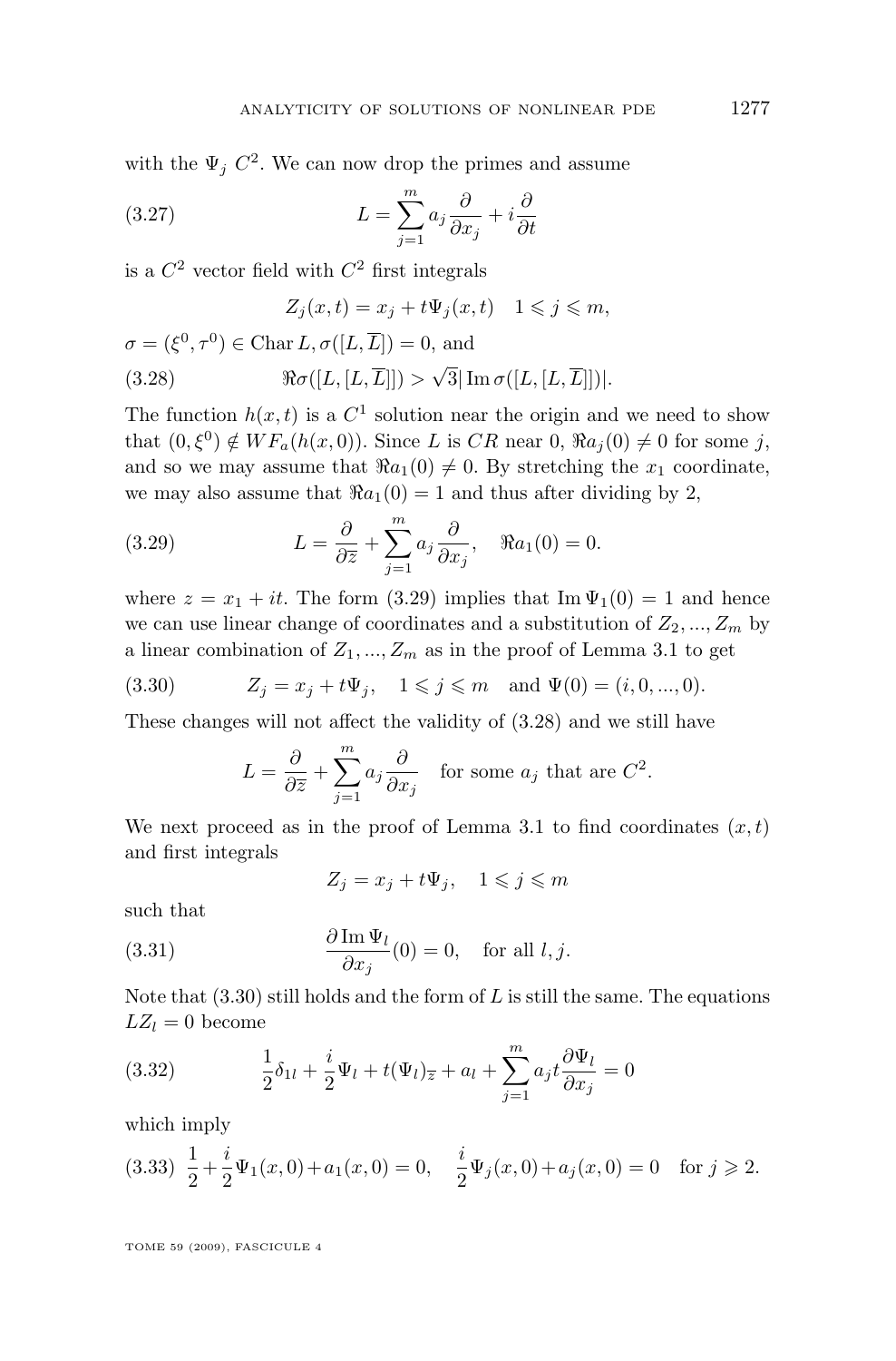with the $\Psi_j$ $C^2$. We can now drop the primes and assume

$$L = \sum_{j=1}^{m} a_j \frac{\partial}{\partial x_j} + i\frac{\partial}{\partial t} \tag{3.27}$$

is a $C^2$ vector field with $C^2$ first integrals

$$Z_j(x,t) = x_j + t\Psi_j(x,t) \quad 1 \leqslant j \leqslant m,$$

$\sigma = (\xi^0, \tau^0) \in \operatorname{Char} L, \sigma([L, \overline{L}]) = 0$, and

$$\Re\sigma([L,[L,\overline{L}]]) > \sqrt{3}|\operatorname{Im}\sigma([L,[L,\overline{L}]])|. \tag{3.28}$$

The function $h(x,t)$ is a $C^1$ solution near the origin and we need to show that $(0,\xi^0) \notin WF_a(h(x,0))$. Since $L$ is $CR$ near 0, $\Re a_j(0) \neq 0$ for some $j$, and so we may assume that $\Re a_1(0) \neq 0$. By stretching the $x_1$ coordinate, we may also assume that $\Re a_1(0) = 1$ and thus after dividing by 2,

$$L = \frac{\partial}{\partial \overline{z}} + \sum_{j=1}^{m} a_j \frac{\partial}{\partial x_j}, \quad \Re a_1(0) = 0. \tag{3.29}$$

where $z = x_1 + it$. The form (3.29) implies that $\operatorname{Im}\Psi_1(0) = 1$ and hence we can use linear change of coordinates and a substitution of $Z_2, ..., Z_m$ by a linear combination of $Z_1, ..., Z_m$ as in the proof of Lemma 3.1 to get

$$Z_j = x_j + t\Psi_j, \quad 1 \leqslant j \leqslant m \quad \text{and } \Psi(0) = (i, 0, ..., 0). \tag{3.30}$$

These changes will not affect the validity of (3.28) and we still have

$$L = \frac{\partial}{\partial \overline{z}} + \sum_{j=1}^{m} a_j \frac{\partial}{\partial x_j} \quad \text{for some } a_j \text{ that are } C^2.$$

We next proceed as in the proof of Lemma 3.1 to find coordinates $(x,t)$ and first integrals

$$Z_j = x_j + t\Psi_j, \quad 1 \leqslant j \leqslant m$$

such that

$$\frac{\partial \operatorname{Im}\Psi_l}{\partial x_j}(0) = 0, \quad \text{for all } l, j. \tag{3.31}$$

Note that (3.30) still holds and the form of $L$ is still the same. The equations $LZ_l = 0$ become

$$\frac{1}{2}\delta_{1l} + \frac{i}{2}\Psi_l + t(\Psi_l)_{\overline{z}} + a_l + \sum_{j=1}^{m} a_j t \frac{\partial \Psi_l}{\partial x_j} = 0 \tag{3.32}$$

which imply

$$\frac{1}{2} + \frac{i}{2}\Psi_1(x,0) + a_1(x,0) = 0, \quad \frac{i}{2}\Psi_j(x,0) + a_j(x,0) = 0 \quad \text{for } j \geqslant 2. \tag{3.33}$$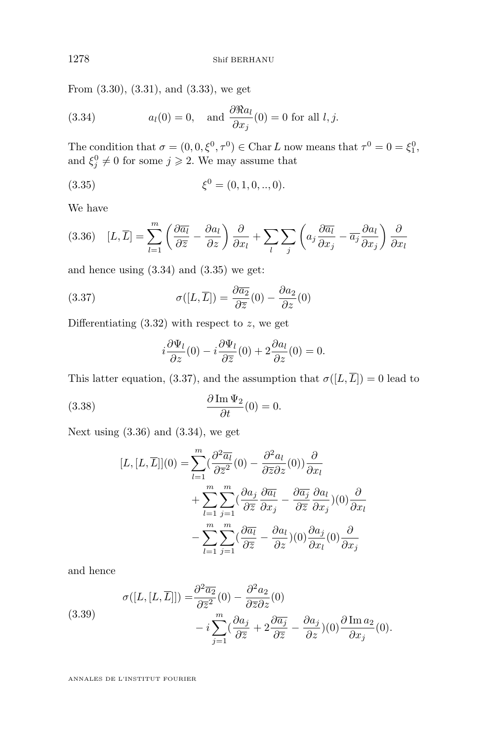From (3.30), (3.31), and (3.33), we get

$$a_l(0) = 0, \quad \text{and } \frac{\partial \Re a_l}{\partial x_j}(0) = 0 \text{ for all } l, j. \tag{3.34}$$

The condition that $\sigma = (0, 0, \xi^0, \tau^0) \in \operatorname{Char} L$ now means that $\tau^0 = 0 = \xi_1^0$, and $\xi_j^0 \neq 0$ for some $j \geqslant 2$. We may assume that

$$\xi^0 = (0, 1, 0, .., 0). \tag{3.35}$$

We have

$$[L, \overline{L}] = \sum_{l=1}^{m} \left( \frac{\partial \overline{a_l}}{\partial \overline{z}} - \frac{\partial a_l}{\partial z} \right) \frac{\partial}{\partial x_l} + \sum_l \sum_j \left( a_j \frac{\partial \overline{a_l}}{\partial x_j} - \overline{a_j} \frac{\partial a_l}{\partial x_j} \right) \frac{\partial}{\partial x_l} \tag{3.36}$$

and hence using (3.34) and (3.35) we get:

$$\sigma([L, \overline{L}]) = \frac{\partial \overline{a_2}}{\partial \overline{z}}(0) - \frac{\partial a_2}{\partial z}(0) \tag{3.37}$$

Differentiating (3.32) with respect to $z$, we get

$$i \frac{\partial \Psi_l}{\partial z}(0) - i \frac{\partial \Psi_l}{\partial \overline{z}}(0) + 2 \frac{\partial a_l}{\partial z}(0) = 0.$$

This latter equation, (3.37), and the assumption that $\sigma([L, \overline{L}]) = 0$ lead to

$$\frac{\partial \operatorname{Im} \Psi_2}{\partial t}(0) = 0. \tag{3.38}$$

Next using (3.36) and (3.34), we get

$$\begin{aligned}
[L, [L, \overline{L}]](0) = & \sum_{l=1}^{m} \left( \frac{\partial^2 \overline{a_l}}{\partial \overline{z}^2}(0) - \frac{\partial^2 a_l}{\partial \overline{z} \partial z}(0) \right) \frac{\partial}{\partial x_l} \\
& + \sum_{l=1}^{m} \sum_{j=1}^{m} \left( \frac{\partial a_j}{\partial \overline{z}} \frac{\partial \overline{a_l}}{\partial x_j} - \frac{\partial \overline{a_j}}{\partial \overline{z}} \frac{\partial a_l}{\partial x_j} \right)(0) \frac{\partial}{\partial x_l} \\
& - \sum_{l=1}^{m} \sum_{j=1}^{m} \left( \frac{\partial \overline{a_l}}{\partial \overline{z}} - \frac{\partial a_l}{\partial z} \right)(0) \frac{\partial a_j}{\partial x_l}(0) \frac{\partial}{\partial x_j}
\end{aligned}$$

and hence

$$\begin{aligned}
\sigma([L, [L, \overline{L}]]) = & \frac{\partial^2 \overline{a_2}}{\partial \overline{z}^2}(0) - \frac{\partial^2 a_2}{\partial \overline{z} \partial z}(0) \\
& - i \sum_{j=1}^{m} \left( \frac{\partial a_j}{\partial \overline{z}} + 2 \frac{\partial \overline{a_j}}{\partial \overline{z}} - \frac{\partial a_j}{\partial z} \right)(0) \frac{\partial \operatorname{Im} a_2}{\partial x_j}(0).
\end{aligned} \tag{3.39}$$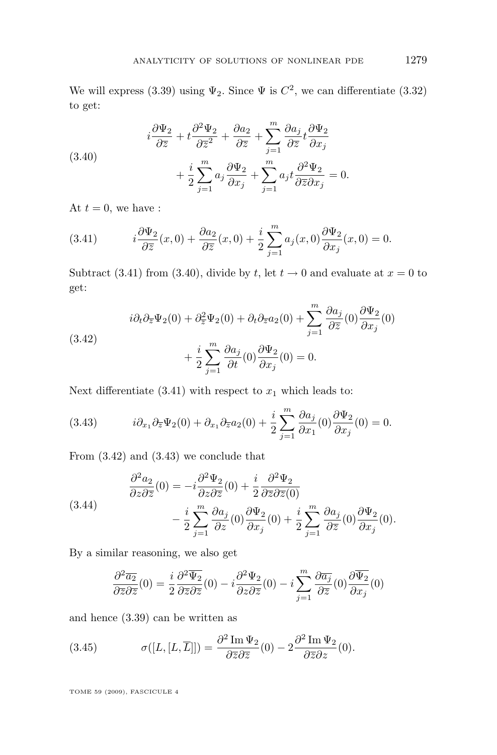We will express (3.39) using $\Psi_2$. Since $\Psi$ is $C^2$, we can differentiate (3.32) to get:

$$
\begin{aligned}
&i\frac{\partial \Psi_2}{\partial \overline{z}} + t\frac{\partial^2 \Psi_2}{\partial \overline{z}^2} + \frac{\partial a_2}{\partial \overline{z}} + \sum_{j=1}^{m} \frac{\partial a_j}{\partial \overline{z}} t \frac{\partial \Psi_2}{\partial x_j} \\
&\qquad + \frac{i}{2}\sum_{j=1}^{m} a_j \frac{\partial \Psi_2}{\partial x_j} + \sum_{j=1}^{m} a_j t \frac{\partial^2 \Psi_2}{\partial \overline{z} \partial x_j} = 0.
\end{aligned} \tag{3.40}
$$

At $t = 0$, we have :

$$
i\frac{\partial \Psi_2}{\partial \overline{z}}(x,0) + \frac{\partial a_2}{\partial \overline{z}}(x,0) + \frac{i}{2}\sum_{j=1}^{m} a_j(x,0)\frac{\partial \Psi_2}{\partial x_j}(x,0) = 0. \tag{3.41}
$$

Subtract (3.41) from (3.40), divide by $t$, let $t \to 0$ and evaluate at $x = 0$ to get:

$$
\begin{aligned}
&i\partial_t \partial_{\overline{z}} \Psi_2(0) + \partial_{\overline{z}}^2 \Psi_2(0) + \partial_t \partial_{\overline{z}} a_2(0) + \sum_{j=1}^{m} \frac{\partial a_j}{\partial \overline{z}}(0) \frac{\partial \Psi_2}{\partial x_j}(0) \\
&\qquad + \frac{i}{2}\sum_{j=1}^{m} \frac{\partial a_j}{\partial t}(0) \frac{\partial \Psi_2}{\partial x_j}(0) = 0.
\end{aligned} \tag{3.42}
$$

Next differentiate (3.41) with respect to $x_1$ which leads to:

$$
i\partial_{x_1}\partial_{\overline{z}}\Psi_2(0) + \partial_{x_1}\partial_{\overline{z}} a_2(0) + \frac{i}{2}\sum_{j=1}^{m} \frac{\partial a_j}{\partial x_1}(0)\frac{\partial \Psi_2}{\partial x_j}(0) = 0. \tag{3.43}
$$

From (3.42) and (3.43) we conclude that

$$
\begin{aligned}
\frac{\partial^2 a_2}{\partial z \partial \overline{z}}(0) &= -i\frac{\partial^2 \Psi_2}{\partial z \partial \overline{z}}(0) + \frac{i}{2}\frac{\partial^2 \Psi_2}{\partial \overline{z} \partial \overline{z}(0)} \\
&\qquad - \frac{i}{2}\sum_{j=1}^{m} \frac{\partial a_j}{\partial z}(0)\frac{\partial \Psi_2}{\partial x_j}(0) + \frac{i}{2}\sum_{j=1}^{m} \frac{\partial a_j}{\partial \overline{z}}(0)\frac{\partial \Psi_2}{\partial x_j}(0).
\end{aligned} \tag{3.44}
$$

By a similar reasoning, we also get

$$
\frac{\partial^2 \overline{a_2}}{\partial \overline{z} \partial \overline{z}}(0) = \frac{i}{2}\frac{\partial^2 \overline{\Psi_2}}{\partial \overline{z} \partial \overline{z}}(0) - i\frac{\partial^2 \Psi_2}{\partial z \partial \overline{z}}(0) - i\sum_{j=1}^{m} \frac{\partial \overline{a_j}}{\partial \overline{z}}(0)\frac{\partial \overline{\Psi_2}}{\partial x_j}(0)
$$

and hence (3.39) can be written as

$$
\sigma([L,[L,\overline{L}]]) = \frac{\partial^2 \operatorname{Im}\Psi_2}{\partial \overline{z} \partial \overline{z}}(0) - 2\frac{\partial^2 \operatorname{Im}\Psi_2}{\partial \overline{z} \partial z}(0). \tag{3.45}
$$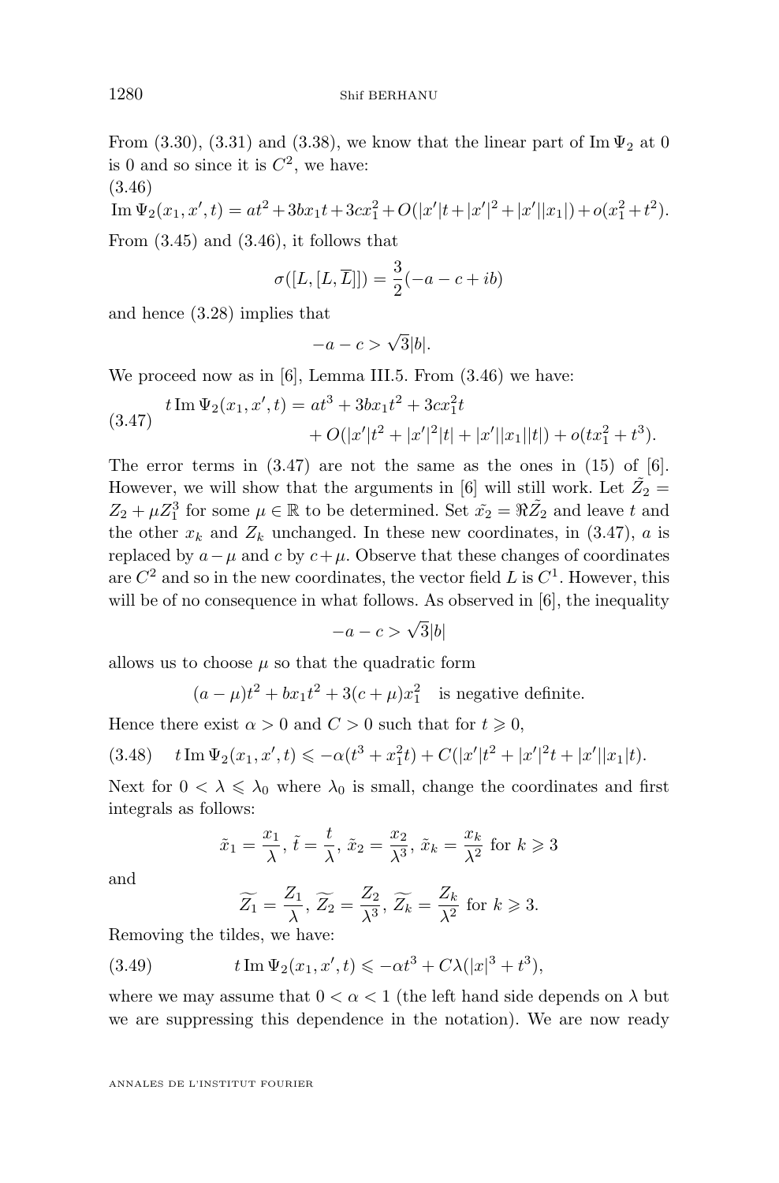From (3.30), (3.31) and (3.38), we know that the linear part of $\operatorname{Im}\Psi_2$ at 0 is 0 and so since it is $C^2$, we have:

(3.46)

$$\operatorname{Im}\Psi_2(x_1,x',t) = at^2+3bx_1t+3cx_1^2+O(|x'|t+|x'|^2+|x'||x_1|)+o(x_1^2+t^2).$$

From (3.45) and (3.46), it follows that

$$\sigma([L,[L,\overline{L}]]) = \frac{3}{2}(-a-c+ib)$$

and hence (3.28) implies that

$$-a-c>\sqrt{3}|b|.$$

We proceed now as in [6], Lemma III.5. From (3.46) we have:

$$\tag{3.47} \begin{aligned} t\operatorname{Im}\Psi_2(x_1,x',t) &= at^3+3bx_1t^2+3cx_1^2t \\ &\quad + O(|x'|t^2+|x'|^2|t|+|x'||x_1||t|)+o(tx_1^2+t^3). \end{aligned}$$

The error terms in (3.47) are not the same as the ones in (15) of [6]. However, we will show that the arguments in [6] will still work. Let $\tilde{Z_2} = Z_2+\mu Z_1^3$ for some $\mu\in\mathbb{R}$ to be determined. Set $\tilde{x_2} = \Re\tilde{Z_2}$ and leave $t$ and the other $x_k$ and $Z_k$ unchanged. In these new coordinates, in (3.47), $a$ is replaced by $a-\mu$ and $c$ by $c+\mu$. Observe that these changes of coordinates are $C^2$ and so in the new coordinates, the vector field $L$ is $C^1$. However, this will be of no consequence in what follows. As observed in [6], the inequality

$$-a-c>\sqrt{3}|b|$$

allows us to choose $\mu$ so that the quadratic form

$$(a-\mu)t^2+bx_1t^2+3(c+\mu)x_1^2 \quad \text{is negative definite.}$$

Hence there exist $\alpha>0$ and $C>0$ such that for $t\geqslant 0$,

$$\tag{3.48} t\operatorname{Im}\Psi_2(x_1,x',t)\leqslant -\alpha(t^3+x_1^2t)+C(|x'|t^2+|x'|^2t+|x'||x_1|t).$$

Next for $0<\lambda\leqslant\lambda_0$ where $\lambda_0$ is small, change the coordinates and first integrals as follows:

$$\tilde{x}_1=\frac{x_1}{\lambda},\ \tilde{t}=\frac{t}{\lambda},\ \tilde{x}_2=\frac{x_2}{\lambda^3},\ \tilde{x}_k=\frac{x_k}{\lambda^2}\ \text{for}\ k\geqslant 3$$

and

$$\widetilde{Z_1}=\frac{Z_1}{\lambda},\ \widetilde{Z_2}=\frac{Z_2}{\lambda^3},\ \widetilde{Z_k}=\frac{Z_k}{\lambda^2}\ \text{for}\ k\geqslant 3.$$

Removing the tildes, we have:

$$\tag{3.49} t\operatorname{Im}\Psi_2(x_1,x',t)\leqslant -\alpha t^3+C\lambda(|x|^3+t^3),$$

where we may assume that $0<\alpha<1$ (the left hand side depends on $\lambda$ but we are suppressing this dependence in the notation). We are now ready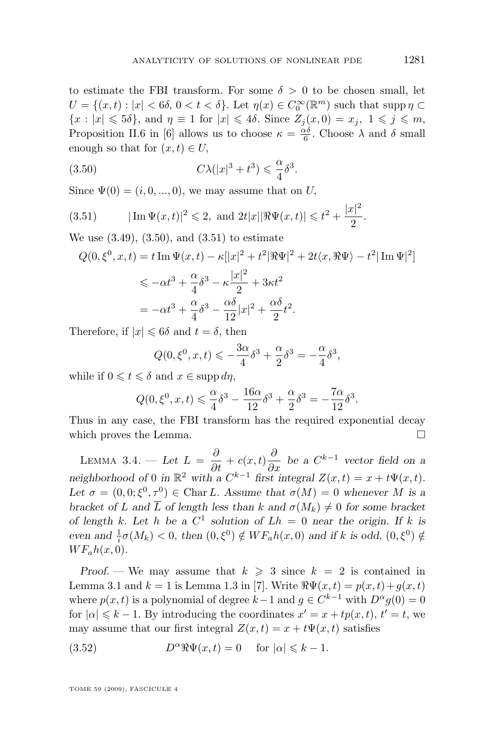to estimate the FBI transform. For some $\delta > 0$ to be chosen small, let $U = \{(x,t) : |x| < 6\delta,\, 0 < t < \delta\}$. Let $\eta(x) \in C_0^\infty(\mathbb{R}^m)$ such that $\operatorname{supp}\eta \subset \{x : |x| \leqslant 5\delta\}$, and $\eta \equiv 1$ for $|x| \leqslant 4\delta$. Since $Z_j(x,0) = x_j$, $1 \leqslant j \leqslant m$, Proposition II.6 in [6] allows us to choose $\kappa = \frac{\alpha\delta}{6}$. Choose $\lambda$ and $\delta$ small enough so that for $(x,t) \in U$,

$$C\lambda(|x|^3 + t^3) \leqslant \frac{\alpha}{4}\delta^3. \tag{3.50}$$

Since $\Psi(0) = (i, 0, ..., 0)$, we may assume that on $U$,

$$|\operatorname{Im}\Psi(x,t)|^2 \leqslant 2, \text{ and } 2t|x||\Re\Psi(x,t)| \leqslant t^2 + \frac{|x|^2}{2}. \tag{3.51}$$

We use (3.49), (3.50), and (3.51) to estimate

$$\begin{aligned}
Q(0,\xi^0,x,t) &= t\operatorname{Im}\Psi(x,t) - \kappa[|x|^2 + t^2|\Re\Psi|^2 + 2t\langle x, \Re\Psi\rangle - t^2|\operatorname{Im}\Psi|^2] \\
&\leqslant -\alpha t^3 + \frac{\alpha}{4}\delta^3 - \kappa\frac{|x|^2}{2} + 3\kappa t^2 \\
&= -\alpha t^3 + \frac{\alpha}{4}\delta^3 - \frac{\alpha\delta}{12}|x|^2 + \frac{\alpha\delta}{2}t^2.
\end{aligned}$$

Therefore, if $|x| \leqslant 6\delta$ and $t = \delta$, then

$$Q(0,\xi^0,x,t) \leqslant -\frac{3\alpha}{4}\delta^3 + \frac{\alpha}{2}\delta^3 = -\frac{\alpha}{4}\delta^3,$$

while if $0 \leqslant t \leqslant \delta$ and $x \in \operatorname{supp} d\eta$,

$$Q(0,\xi^0,x,t) \leqslant \frac{\alpha}{4}\delta^3 - \frac{16\alpha}{12}\delta^3 + \frac{\alpha}{2}\delta^3 = -\frac{7\alpha}{12}\delta^3.$$

Thus in any case, the FBI transform has the required exponential decay which proves the Lemma. ∎

LEMMA 3.4. — *Let $L = \dfrac{\partial}{\partial t} + c(x,t)\dfrac{\partial}{\partial x}$ be a $C^{k-1}$ vector field on a neighborhood of 0 in $\mathbb{R}^2$ with a $C^{k-1}$ first integral $Z(x,t) = x + t\Psi(x,t)$. Let $\sigma = (0,0;\xi^0,\tau^0) \in \operatorname{Char} L$. Assume that $\sigma(M) = 0$ whenever $M$ is a bracket of $L$ and $\overline{L}$ of length less than $k$ and $\sigma(M_k) \neq 0$ for some bracket of length $k$. Let $h$ be a $C^1$ solution of $Lh = 0$ near the origin. If $k$ is even and $\frac{1}{i}\sigma(M_k) < 0$, then $(0,\xi^0) \notin WF_a h(x,0)$ and if $k$ is odd, $(0,\xi^0) \notin WF_a h(x,0)$.*

*Proof.* — We may assume that $k \geqslant 3$ since $k = 2$ is contained in Lemma 3.1 and $k = 1$ is Lemma 1.3 in [7]. Write $\Re\Psi(x,t) = p(x,t) + g(x,t)$ where $p(x,t)$ is a polynomial of degree $k-1$ and $g \in C^{k-1}$ with $D^\alpha g(0) = 0$ for $|\alpha| \leqslant k-1$. By introducing the coordinates $x' = x + tp(x,t)$, $t' = t$, we may assume that our first integral $Z(x,t) = x + t\Psi(x,t)$ satisfies

$$D^\alpha \Re\Psi(x,t) = 0 \quad \text{for } |\alpha| \leqslant k-1. \tag{3.52}$$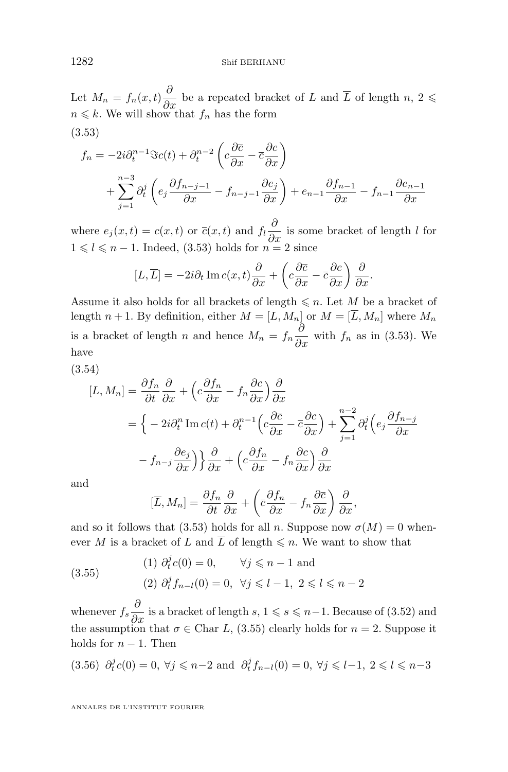Let $M_n = f_n(x,t)\dfrac{\partial}{\partial x}$ be a repeated bracket of $L$ and $\overline{L}$ of length $n$, $2 \leqslant n \leqslant k$. We will show that $f_n$ has the form

(3.53)
$$\begin{aligned} f_n = -2i\partial_t^{n-1}\Im c(t) + \partial_t^{n-2}\left(c\frac{\partial \overline{c}}{\partial x} - \overline{c}\frac{\partial c}{\partial x}\right) \\ + \sum_{j=1}^{n-3}\partial_t^j\left(e_j\frac{\partial f_{n-j-1}}{\partial x} - f_{n-j-1}\frac{\partial e_j}{\partial x}\right) + e_{n-1}\frac{\partial f_{n-1}}{\partial x} - f_{n-1}\frac{\partial e_{n-1}}{\partial x} \end{aligned}$$

where $e_j(x,t) = c(x,t)$ or $\overline{c}(x,t)$ and $f_l\dfrac{\partial}{\partial x}$ is some bracket of length $l$ for $1 \leqslant l \leqslant n-1$. Indeed, (3.53) holds for $n = 2$ since

$$[L,\overline{L}] = -2i\partial_t \operatorname{Im} c(x,t)\frac{\partial}{\partial x} + \left(c\frac{\partial \overline{c}}{\partial x} - \overline{c}\frac{\partial c}{\partial x}\right)\frac{\partial}{\partial x}.$$

Assume it also holds for all brackets of length $\leqslant n$. Let $M$ be a bracket of length $n+1$. By definition, either $M = [L, M_n]$ or $M = [\overline{L}, M_n]$ where $M_n$ is a bracket of length $n$ and hence $M_n = f_n\dfrac{\partial}{\partial x}$ with $f_n$ as in (3.53). We have

(3.54)
$$\begin{aligned} [L, M_n] &= \frac{\partial f_n}{\partial t}\frac{\partial}{\partial x} + \Big(c\frac{\partial f_n}{\partial x} - f_n\frac{\partial c}{\partial x}\Big)\frac{\partial}{\partial x} \\ &= \Big\{ -2i\partial_t^n \operatorname{Im} c(t) + \partial_t^{n-1}\Big(c\frac{\partial \overline{c}}{\partial x} - \overline{c}\frac{\partial c}{\partial x}\Big) + \sum_{j=1}^{n-2}\partial_t^j\Big(e_j\frac{\partial f_{n-j}}{\partial x} \\ &\qquad - f_{n-j}\frac{\partial e_j}{\partial x}\Big)\Big\}\frac{\partial}{\partial x} + \Big(c\frac{\partial f_n}{\partial x} - f_n\frac{\partial c}{\partial x}\Big)\frac{\partial}{\partial x} \end{aligned}$$

and

$$[\overline{L}, M_n] = \frac{\partial f_n}{\partial t}\frac{\partial}{\partial x} + \left(\overline{c}\frac{\partial f_n}{\partial x} - f_n\frac{\partial \overline{c}}{\partial x}\right)\frac{\partial}{\partial x},$$

and so it follows that (3.53) holds for all $n$. Suppose now $\sigma(M) = 0$ whenever $M$ is a bracket of $L$ and $\overline{L}$ of length $\leqslant n$. We want to show that

(3.55)
$$\begin{aligned} &(1)\ \partial_t^j c(0) = 0, \qquad \forall j \leqslant n-1 \text{ and} \\ &(2)\ \partial_t^j f_{n-l}(0) = 0,\ \ \forall j \leqslant l-1,\ 2 \leqslant l \leqslant n-2 \end{aligned}$$

whenever $f_s\dfrac{\partial}{\partial x}$ is a bracket of length $s$, $1 \leqslant s \leqslant n-1$. Because of (3.52) and the assumption that $\sigma \in \operatorname{Char} L$, (3.55) clearly holds for $n = 2$. Suppose it holds for $n-1$. Then

(3.56) $\partial_t^j c(0) = 0$, $\forall j \leqslant n-2$ and $\partial_t^j f_{n-l}(0) = 0$, $\forall j \leqslant l-1$, $2 \leqslant l \leqslant n-3$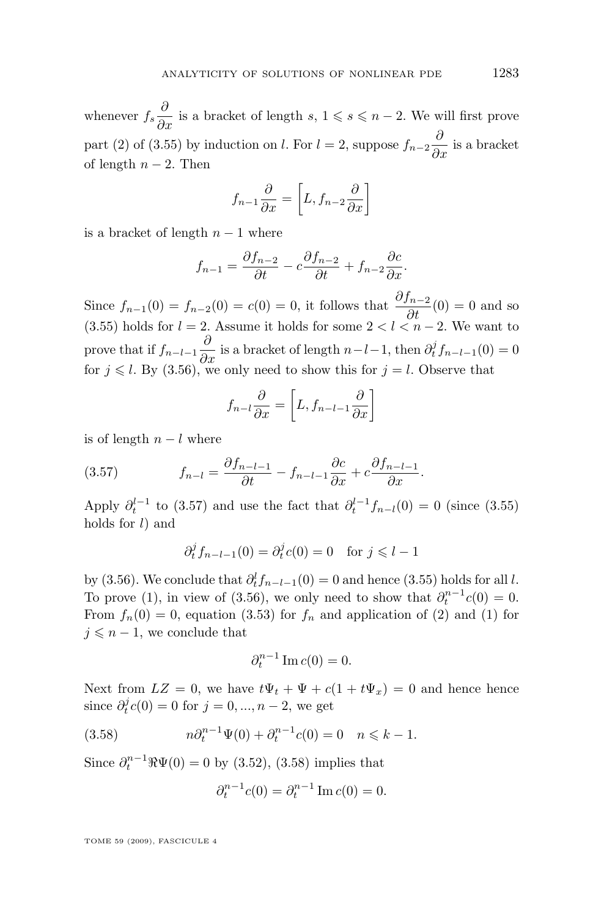whenever $f_s \dfrac{\partial}{\partial x}$ is a bracket of length $s$, $1 \leqslant s \leqslant n-2$. We will first prove part (2) of (3.55) by induction on $l$. For $l = 2$, suppose $f_{n-2}\dfrac{\partial}{\partial x}$ is a bracket of length $n-2$. Then

$$f_{n-1}\frac{\partial}{\partial x} = \left[L, f_{n-2}\frac{\partial}{\partial x}\right]$$

is a bracket of length $n-1$ where

$$f_{n-1} = \frac{\partial f_{n-2}}{\partial t} - c\frac{\partial f_{n-2}}{\partial t} + f_{n-2}\frac{\partial c}{\partial x}.$$

Since $f_{n-1}(0) = f_{n-2}(0) = c(0) = 0$, it follows that $\dfrac{\partial f_{n-2}}{\partial t}(0) = 0$ and so (3.55) holds for $l = 2$. Assume it holds for some $2 < l < n-2$. We want to prove that if $f_{n-l-1}\dfrac{\partial}{\partial x}$ is a bracket of length $n-l-1$, then $\partial_t^j f_{n-l-1}(0) = 0$ for $j \leqslant l$. By (3.56), we only need to show this for $j = l$. Observe that

$$f_{n-l}\frac{\partial}{\partial x} = \left[L, f_{n-l-1}\frac{\partial}{\partial x}\right]$$

is of length $n-l$ where

$$f_{n-l} = \frac{\partial f_{n-l-1}}{\partial t} - f_{n-l-1}\frac{\partial c}{\partial x} + c\frac{\partial f_{n-l-1}}{\partial x}. \tag{3.57}$$

Apply $\partial_t^{l-1}$ to (3.57) and use the fact that $\partial_t^{l-1} f_{n-l}(0) = 0$ (since (3.55) holds for $l$) and

$$\partial_t^j f_{n-l-1}(0) = \partial_t^j c(0) = 0 \quad \text{for } j \leqslant l-1$$

by (3.56). We conclude that $\partial_t^l f_{n-l-1}(0) = 0$ and hence (3.55) holds for all $l$. To prove (1), in view of (3.56), we only need to show that $\partial_t^{n-1} c(0) = 0$. From $f_n(0) = 0$, equation (3.53) for $f_n$ and application of (2) and (1) for $j \leqslant n-1$, we conclude that

$$\partial_t^{n-1} \operatorname{Im} c(0) = 0.$$

Next from $LZ = 0$, we have $t\Psi_t + \Psi + c(1 + t\Psi_x) = 0$ and hence hence since $\partial_t^j c(0) = 0$ for $j = 0, ..., n-2$, we get

$$n\partial_t^{n-1}\Psi(0) + \partial_t^{n-1} c(0) = 0 \quad n \leqslant k-1. \tag{3.58}$$

Since $\partial_t^{n-1}\Re\Psi(0) = 0$ by (3.52), (3.58) implies that

$$\partial_t^{n-1} c(0) = \partial_t^{n-1} \operatorname{Im} c(0) = 0.$$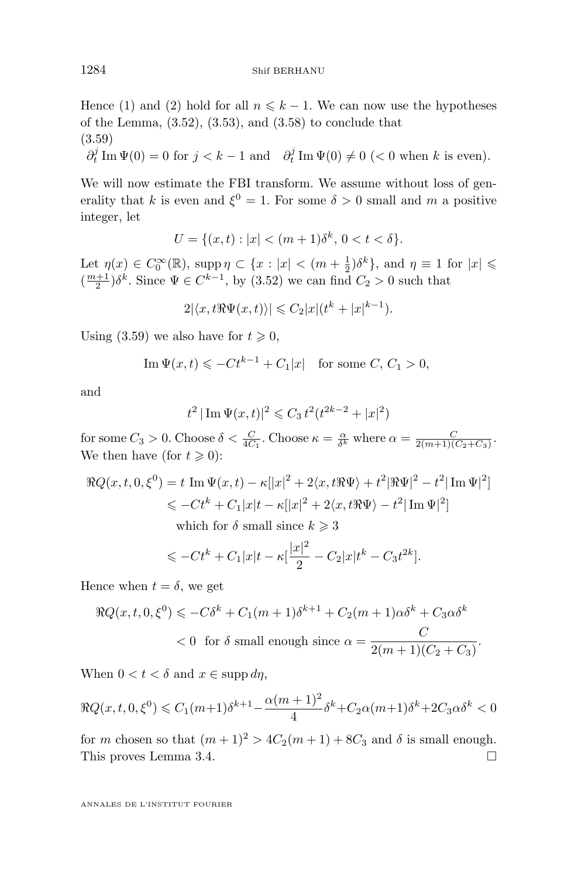Hence (1) and (2) hold for all $n \leqslant k-1$. We can now use the hypotheses of the Lemma, (3.52), (3.53), and (3.58) to conclude that
(3.59)

$$\partial_t^j \operatorname{Im} \Psi(0) = 0 \text{ for } j < k-1 \text{ and } \quad \partial_t^j \operatorname{Im} \Psi(0) \neq 0 \ (< 0 \text{ when } k \text{ is even}).$$

We will now estimate the FBI transform. We assume without loss of generality that $k$ is even and $\xi^0 = 1$. For some $\delta > 0$ small and $m$ a positive integer, let

$$U = \{(x,t) : |x| < (m+1)\delta^k,\ 0 < t < \delta\}.$$

Let $\eta(x) \in C_0^\infty(\mathbb{R})$, $\operatorname{supp} \eta \subset \{x : |x| < (m+\frac{1}{2})\delta^k\}$, and $\eta \equiv 1$ for $|x| \leqslant (\frac{m+1}{2})\delta^k$. Since $\Psi \in C^{k-1}$, by (3.52) we can find $C_2 > 0$ such that

$$2|\langle x, t\Re\Psi(x,t)\rangle| \leqslant C_2|x|(t^k + |x|^{k-1}).$$

Using (3.59) we also have for $t \geqslant 0$,

$$\operatorname{Im} \Psi(x,t) \leqslant -Ct^{k-1} + C_1|x| \quad \text{for some } C, C_1 > 0,$$

and

$$t^2\,|\operatorname{Im} \Psi(x,t)|^2 \leqslant C_3\, t^2(t^{2k-2} + |x|^2)$$

for some $C_3 > 0$. Choose $\delta < \frac{C}{4C_1}$. Choose $\kappa = \frac{\alpha}{\delta^k}$ where $\alpha = \frac{C}{2(m+1)(C_2+C_3)}$. We then have (for $t \geqslant 0$):

$$\begin{aligned}
\Re Q(x,t,0,\xi^0) &= t\,\operatorname{Im} \Psi(x,t) - \kappa[|x|^2 + 2\langle x, t\Re\Psi\rangle + t^2|\Re\Psi|^2 - t^2|\operatorname{Im}\Psi|^2] \\
&\leqslant -Ct^k + C_1|x|t - \kappa[|x|^2 + 2\langle x, t\Re\Psi\rangle - t^2|\operatorname{Im}\Psi|^2] \\
&\quad \text{which for } \delta \text{ small since } k \geqslant 3 \\
&\leqslant -Ct^k + C_1|x|t - \kappa[\frac{|x|^2}{2} - C_2|x|t^k - C_3t^{2k}].
\end{aligned}$$

Hence when $t = \delta$, we get

$$\begin{aligned}
\Re Q(x,t,0,\xi^0) &\leqslant -C\delta^k + C_1(m+1)\delta^{k+1} + C_2(m+1)\alpha\delta^k + C_3\alpha\delta^k \\
&< 0 \quad \text{for } \delta \text{ small enough since } \alpha = \frac{C}{2(m+1)(C_2+C_3)}.
\end{aligned}$$

When $0 < t < \delta$ and $x \in \operatorname{supp} d\eta$,

$$\Re Q(x,t,0,\xi^0) \leqslant C_1(m+1)\delta^{k+1} - \frac{\alpha(m+1)^2}{4}\delta^k + C_2\alpha(m+1)\delta^k + 2C_3\alpha\delta^k < 0$$

for $m$ chosen so that $(m+1)^2 > 4C_2(m+1) + 8C_3$ and $\delta$ is small enough. This proves Lemma 3.4. □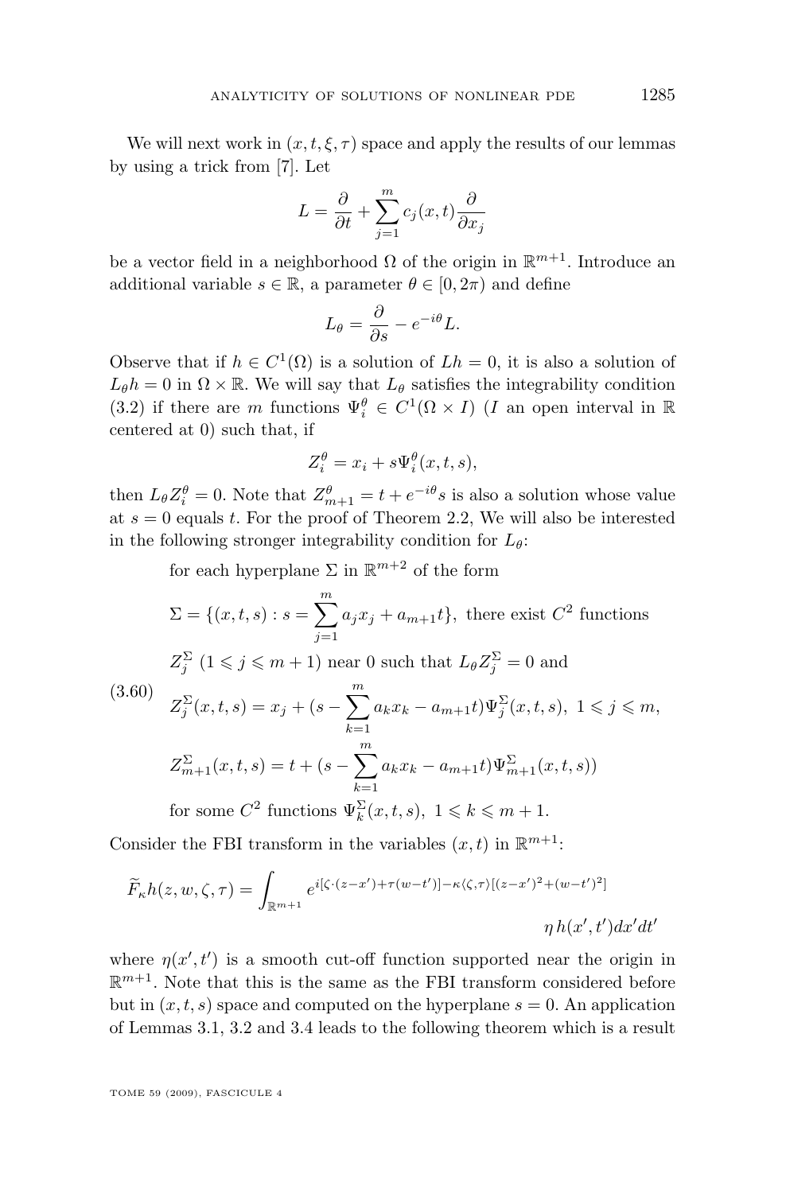We will next work in $(x,t,\xi,\tau)$ space and apply the results of our lemmas by using a trick from [7]. Let

$$L = \frac{\partial}{\partial t} + \sum_{j=1}^{m} c_j(x,t)\frac{\partial}{\partial x_j}$$

be a vector field in a neighborhood $\Omega$ of the origin in $\mathbb{R}^{m+1}$. Introduce an additional variable $s \in \mathbb{R}$, a parameter $\theta \in [0, 2\pi)$ and define

$$L_\theta = \frac{\partial}{\partial s} - e^{-i\theta} L.$$

Observe that if $h \in C^1(\Omega)$ is a solution of $Lh = 0$, it is also a solution of $L_\theta h = 0$ in $\Omega \times \mathbb{R}$. We will say that $L_\theta$ satisfies the integrability condition (3.2) if there are $m$ functions $\Psi_i^\theta \in C^1(\Omega \times I)$ ($I$ an open interval in $\mathbb{R}$ centered at 0) such that, if

$$Z_i^\theta = x_i + s\Psi_i^\theta(x,t,s),$$

then $L_\theta Z_i^\theta = 0$. Note that $Z_{m+1}^\theta = t + e^{-i\theta}s$ is also a solution whose value at $s = 0$ equals $t$. For the proof of Theorem 2.2, We will also be interested in the following stronger integrability condition for $L_\theta$:

$$\tag{3.60}
\begin{aligned}
&\text{for each hyperplane } \Sigma \text{ in } \mathbb{R}^{m+2} \text{ of the form}\\
&\Sigma = \{(x,t,s) : s = \sum_{j=1}^{m} a_j x_j + a_{m+1} t\}, \text{ there exist } C^2 \text{ functions}\\
&Z_j^\Sigma \ (1 \leqslant j \leqslant m+1) \text{ near 0 such that } L_\theta Z_j^\Sigma = 0 \text{ and}\\
&Z_j^\Sigma(x,t,s) = x_j + (s - \sum_{k=1}^{m} a_k x_k - a_{m+1}t)\Psi_j^\Sigma(x,t,s),\ 1 \leqslant j \leqslant m,\\
&Z_{m+1}^\Sigma(x,t,s) = t + (s - \sum_{k=1}^{m} a_k x_k - a_{m+1}t)\Psi_{m+1}^\Sigma(x,t,s))\\
&\text{for some } C^2 \text{ functions } \Psi_k^\Sigma(x,t,s),\ 1 \leqslant k \leqslant m+1.
\end{aligned}$$

Consider the FBI transform in the variables $(x,t)$ in $\mathbb{R}^{m+1}$:

$$\widetilde{F}_\kappa h(z,w,\zeta,\tau) = \int_{\mathbb{R}^{m+1}} e^{i[\zeta\cdot(z-x') + \tau(w-t')] - \kappa\langle\zeta,\tau\rangle[(z-x')^2 + (w-t')^2]} \eta\, h(x',t')dx'dt'$$

where $\eta(x',t')$ is a smooth cut-off function supported near the origin in $\mathbb{R}^{m+1}$. Note that this is the same as the FBI transform considered before but in $(x,t,s)$ space and computed on the hyperplane $s = 0$. An application of Lemmas 3.1, 3.2 and 3.4 leads to the following theorem which is a result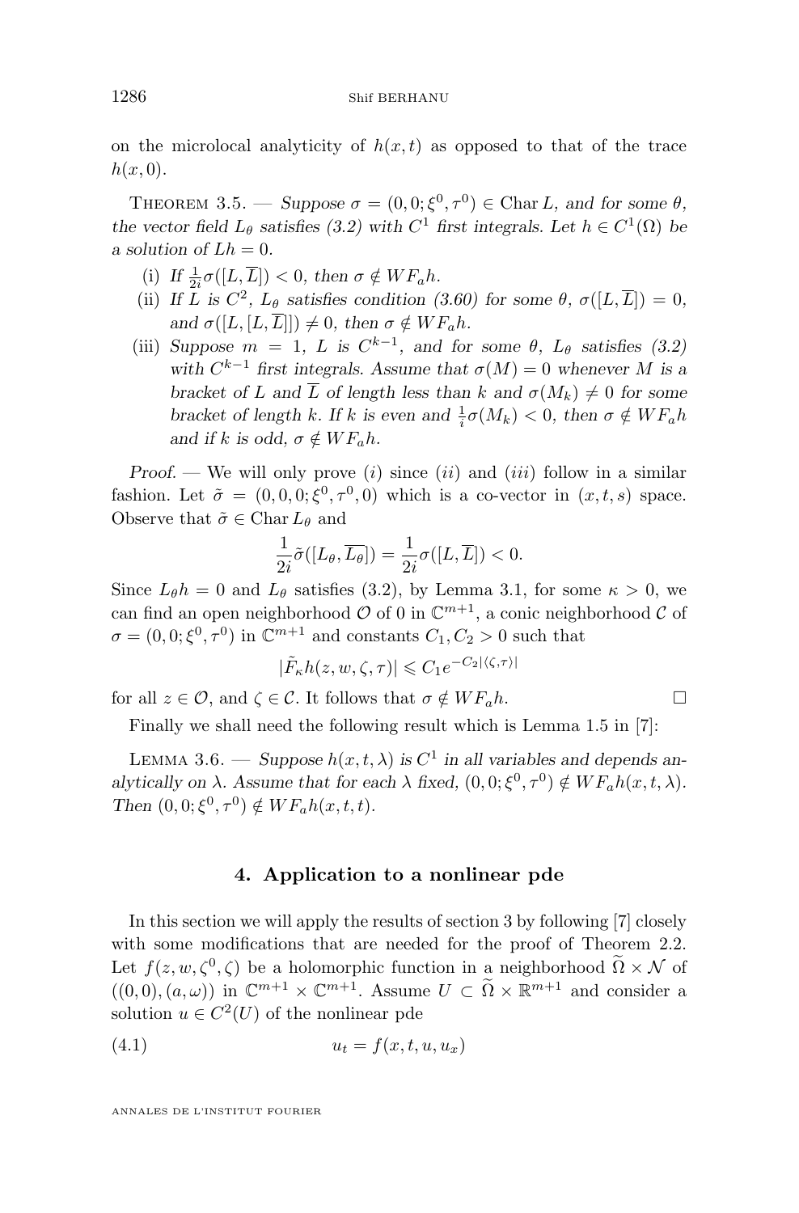on the microlocal analyticity of $h(x,t)$ as opposed to that of the trace $h(x,0)$.

THEOREM 3.5. — *Suppose $\sigma = (0,0;\xi^0,\tau^0) \in \operatorname{Char} L$, and for some $\theta$, the vector field $L_\theta$ satisfies (3.2) with $C^1$ first integrals. Let $h \in C^1(\Omega)$ be a solution of $Lh = 0$.*

(i) *If $\frac{1}{2i}\sigma([L,\overline{L}]) < 0$, then $\sigma \notin WF_a h$.*
(ii) *If $L$ is $C^2$, $L_\theta$ satisfies condition (3.60) for some $\theta$, $\sigma([L,\overline{L}]) = 0$, and $\sigma([L,[L,\overline{L}]]) \neq 0$, then $\sigma \notin WF_a h$.*
(iii) *Suppose $m = 1$, $L$ is $C^{k-1}$, and for some $\theta$, $L_\theta$ satisfies (3.2) with $C^{k-1}$ first integrals. Assume that $\sigma(M) = 0$ whenever $M$ is a bracket of $L$ and $\overline{L}$ of length less than $k$ and $\sigma(M_k) \neq 0$ for some bracket of length $k$. If $k$ is even and $\frac{1}{i}\sigma(M_k) < 0$, then $\sigma \notin WF_a h$ and if $k$ is odd, $\sigma \notin WF_a h$.*

*Proof.* — We will only prove $(i)$ since $(ii)$ and $(iii)$ follow in a similar fashion. Let $\tilde{\sigma} = (0,0,0;\xi^0,\tau^0,0)$ which is a co-vector in $(x,t,s)$ space. Observe that $\tilde{\sigma} \in \operatorname{Char} L_\theta$ and

$$\frac{1}{2i}\tilde{\sigma}([L_\theta,\overline{L_\theta}]) = \frac{1}{2i}\sigma([L,\overline{L}]) < 0.$$

Since $L_\theta h = 0$ and $L_\theta$ satisfies (3.2), by Lemma 3.1, for some $\kappa > 0$, we can find an open neighborhood $\mathcal{O}$ of 0 in $\mathbb{C}^{m+1}$, a conic neighborhood $\mathcal{C}$ of $\sigma = (0,0;\xi^0,\tau^0)$ in $\mathbb{C}^{m+1}$ and constants $C_1, C_2 > 0$ such that

$$|\tilde{F}_\kappa h(z,w,\zeta,\tau)| \leqslant C_1 e^{-C_2|\langle\zeta,\tau\rangle|}$$

for all $z \in \mathcal{O}$, and $\zeta \in \mathcal{C}$. It follows that $\sigma \notin WF_a h$. □

Finally we shall need the following result which is Lemma 1.5 in [7]:

LEMMA 3.6. — *Suppose $h(x,t,\lambda)$ is $C^1$ in all variables and depends analytically on $\lambda$. Assume that for each $\lambda$ fixed, $(0,0;\xi^0,\tau^0) \notin WF_a h(x,t,\lambda)$. Then $(0,0;\xi^0,\tau^0) \notin WF_a h(x,t,t)$.*

## 4. Application to a nonlinear pde

In this section we will apply the results of section 3 by following [7] closely with some modifications that are needed for the proof of Theorem 2.2. Let $f(z,w,\zeta^0,\zeta)$ be a holomorphic function in a neighborhood $\widetilde{\Omega} \times \mathcal{N}$ of $((0,0),(a,\omega))$ in $\mathbb{C}^{m+1} \times \mathbb{C}^{m+1}$. Assume $U \subset \widetilde{\Omega} \times \mathbb{R}^{m+1}$ and consider a solution $u \in C^2(U)$ of the nonlinear pde

$$u_t = f(x,t,u,u_x) \tag{4.1}$$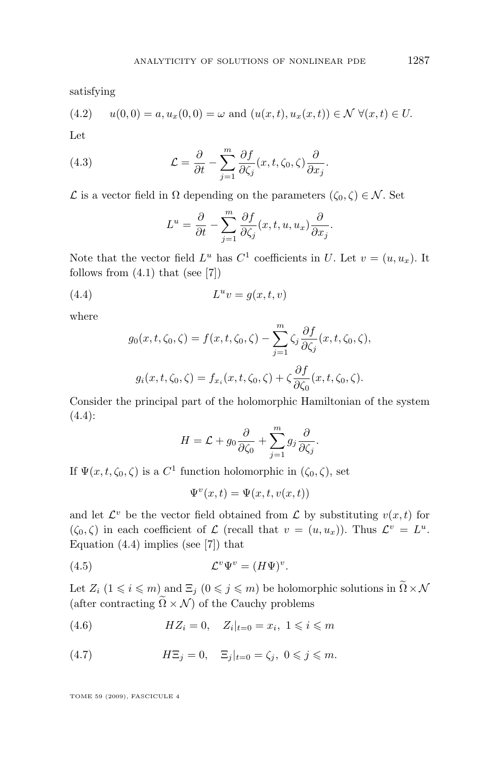satisfying

$$u(0,0) = a, u_x(0,0) = \omega \text{ and } (u(x,t), u_x(x,t)) \in \mathcal{N} \ \forall (x,t) \in U. \tag{4.2}$$

Let

$$\mathcal{L} = \frac{\partial}{\partial t} - \sum_{j=1}^{m} \frac{\partial f}{\partial \zeta_j}(x,t,\zeta_0,\zeta)\frac{\partial}{\partial x_j}. \tag{4.3}$$

$\mathcal{L}$ is a vector field in $\Omega$ depending on the parameters $(\zeta_0, \zeta) \in \mathcal{N}$. Set

$$L^u = \frac{\partial}{\partial t} - \sum_{j=1}^{m} \frac{\partial f}{\partial \zeta_j}(x,t,u,u_x)\frac{\partial}{\partial x_j}.$$

Note that the vector field $L^u$ has $C^1$ coefficients in $U$. Let $v = (u, u_x)$. It follows from (4.1) that (see [7])

$$L^u v = g(x,t,v) \tag{4.4}$$

where

$$g_0(x,t,\zeta_0,\zeta) = f(x,t,\zeta_0,\zeta) - \sum_{j=1}^{m} \zeta_j \frac{\partial f}{\partial \zeta_j}(x,t,\zeta_0,\zeta),$$

$$g_i(x,t,\zeta_0,\zeta) = f_{x_i}(x,t,\zeta_0,\zeta) + \zeta \frac{\partial f}{\partial \zeta_0}(x,t,\zeta_0,\zeta).$$

Consider the principal part of the holomorphic Hamiltonian of the system (4.4):

$$H = \mathcal{L} + g_0 \frac{\partial}{\partial \zeta_0} + \sum_{j=1}^{m} g_j \frac{\partial}{\partial \zeta_j}.$$

If $\Psi(x,t,\zeta_0,\zeta)$ is a $C^1$ function holomorphic in $(\zeta_0,\zeta)$, set

$$\Psi^v(x,t) = \Psi(x,t,v(x,t))$$

and let $\mathcal{L}^v$ be the vector field obtained from $\mathcal{L}$ by substituting $v(x,t)$ for $(\zeta_0,\zeta)$ in each coefficient of $\mathcal{L}$ (recall that $v = (u,u_x)$). Thus $\mathcal{L}^v = L^u$. Equation (4.4) implies (see [7]) that

$$\mathcal{L}^v \Psi^v = (H\Psi)^v. \tag{4.5}$$

Let $Z_i$ ($1 \leqslant i \leqslant m$) and $\Xi_j$ ($0 \leqslant j \leqslant m$) be holomorphic solutions in $\widetilde{\Omega} \times \mathcal{N}$ (after contracting $\widetilde{\Omega} \times \mathcal{N}$) of the Cauchy problems

$$HZ_i = 0, \quad Z_i|_{t=0} = x_i, \ 1 \leqslant i \leqslant m \tag{4.6}$$

$$H\Xi_j = 0, \quad \Xi_j|_{t=0} = \zeta_j, \ 0 \leqslant j \leqslant m. \tag{4.7}$$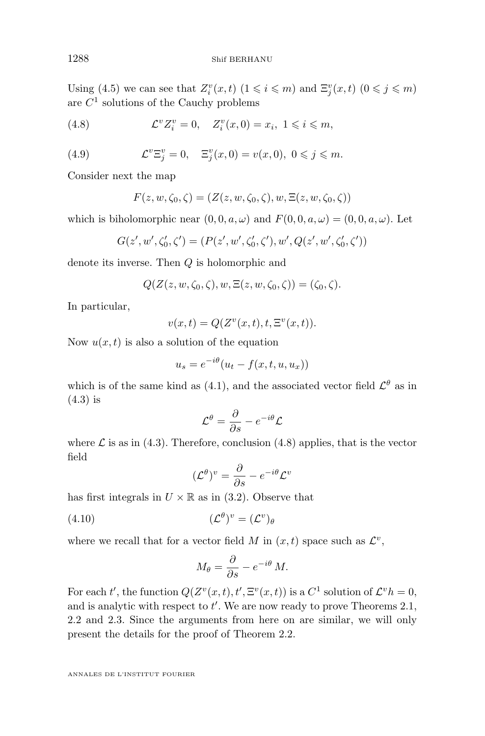Using (4.5) we can see that $Z_i^v(x,t)$ $(1 \leqslant i \leqslant m)$ and $\Xi_j^v(x,t)$ $(0 \leqslant j \leqslant m)$ are $C^1$ solutions of the Cauchy problems

$$\mathcal{L}^v Z_i^v = 0, \quad Z_i^v(x,0) = x_i, \; 1 \leqslant i \leqslant m, \tag{4.8}$$

$$\mathcal{L}^v \Xi_j^v = 0, \quad \Xi_j^v(x,0) = v(x,0), \; 0 \leqslant j \leqslant m. \tag{4.9}$$

Consider next the map

$$F(z,w,\zeta_0,\zeta) = (Z(z,w,\zeta_0,\zeta), w, \Xi(z,w,\zeta_0,\zeta))$$

which is biholomorphic near $(0,0,a,\omega)$ and $F(0,0,a,\omega) = (0,0,a,\omega)$. Let

$$G(z',w',\zeta_0',\zeta') = (P(z',w',\zeta_0',\zeta'), w', Q(z',w',\zeta_0',\zeta'))$$

denote its inverse. Then $Q$ is holomorphic and

$$Q(Z(z,w,\zeta_0,\zeta), w, \Xi(z,w,\zeta_0,\zeta)) = (\zeta_0,\zeta).$$

In particular,

$$v(x,t) = Q(Z^v(x,t), t, \Xi^v(x,t)).$$

Now $u(x,t)$ is also a solution of the equation

$$u_s = e^{-i\theta}(u_t - f(x,t,u,u_x))$$

which is of the same kind as (4.1), and the associated vector field $\mathcal{L}^\theta$ as in (4.3) is

$$\mathcal{L}^\theta = \frac{\partial}{\partial s} - e^{-i\theta}\mathcal{L}$$

where $\mathcal{L}$ is as in (4.3). Therefore, conclusion (4.8) applies, that is the vector field

$$(\mathcal{L}^\theta)^v = \frac{\partial}{\partial s} - e^{-i\theta}\mathcal{L}^v$$

has first integrals in $U \times \mathbb{R}$ as in (3.2). Observe that

$$(\mathcal{L}^\theta)^v = (\mathcal{L}^v)_\theta \tag{4.10}$$

where we recall that for a vector field $M$ in $(x,t)$ space such as $\mathcal{L}^v$,

$$M_\theta = \frac{\partial}{\partial s} - e^{-i\theta}\, M.$$

For each $t'$, the function $Q(Z^v(x,t), t', \Xi^v(x,t))$ is a $C^1$ solution of $\mathcal{L}^v h = 0$, and is analytic with respect to $t'$. We are now ready to prove Theorems 2.1, 2.2 and 2.3. Since the arguments from here on are similar, we will only present the details for the proof of Theorem 2.2.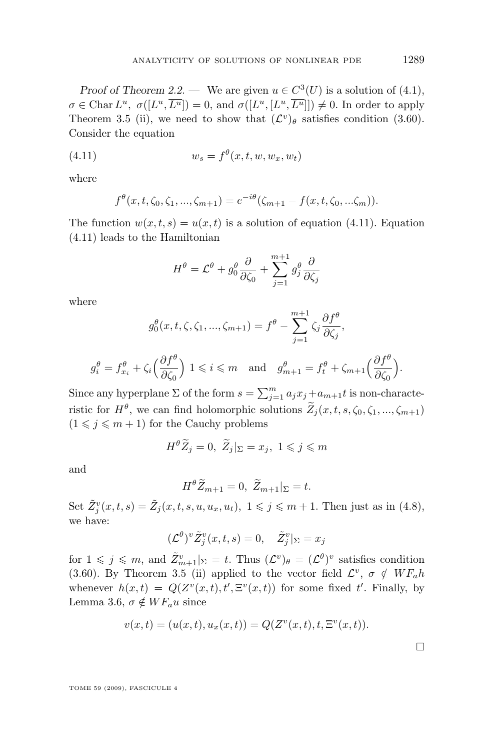*Proof of Theorem 2.2.* — We are given $u \in C^3(U)$ is a solution of (4.1), $\sigma \in \operatorname{Char} L^u$, $\sigma([L^u, \overline{L^u}]) = 0$, and $\sigma([L^u, [L^u, \overline{L^u}]]) \neq 0$. In order to apply Theorem 3.5 (ii), we need to show that $(\mathcal{L}^v)_\theta$ satisfies condition (3.60). Consider the equation

$$w_s = f^\theta(x, t, w, w_x, w_t) \tag{4.11}$$

where

$$f^\theta(x, t, \zeta_0, \zeta_1, ..., \zeta_{m+1}) = e^{-i\theta}(\zeta_{m+1} - f(x, t, \zeta_0, ...\zeta_m)).$$

The function $w(x, t, s) = u(x, t)$ is a solution of equation (4.11). Equation (4.11) leads to the Hamiltonian

$$H^\theta = \mathcal{L}^\theta + g_0^\theta \frac{\partial}{\partial \zeta_0} + \sum_{j=1}^{m+1} g_j^\theta \frac{\partial}{\partial \zeta_j}$$

where

$$g_0^\theta(x, t, \zeta, \zeta_1, ..., \zeta_{m+1}) = f^\theta - \sum_{j=1}^{m+1} \zeta_j \frac{\partial f^\theta}{\partial \zeta_j},$$

$$g_i^\theta = f_{x_i}^\theta + \zeta_i \Big(\frac{\partial f^\theta}{\partial \zeta_0}\Big) \ 1 \leqslant i \leqslant m \quad \text{and} \quad g_{m+1}^\theta = f_t^\theta + \zeta_{m+1}\Big(\frac{\partial f^\theta}{\partial \zeta_0}\Big).$$

Since any hyperplane $\Sigma$ of the form $s = \sum_{j=1}^m a_j x_j + a_{m+1} t$ is non-characteristic for $H^\theta$, we can find holomorphic solutions $\widetilde{Z}_j(x, t, s, \zeta_0, \zeta_1, ..., \zeta_{m+1})$ $(1 \leqslant j \leqslant m+1)$ for the Cauchy problems

$$H^\theta \widetilde{Z}_j = 0, \ \widetilde{Z}_j|_\Sigma = x_j, \ 1 \leqslant j \leqslant m$$

and

$$H^\theta \widetilde{Z}_{m+1} = 0, \ \widetilde{Z}_{m+1}|_\Sigma = t.$$

Set $\tilde{Z}_j^v(x, t, s) = \tilde{Z}_j(x, t, s, u, u_x, u_t), \ 1 \leqslant j \leqslant m+1$. Then just as in (4.8), we have:

$$(\mathcal{L}^\theta)^v \tilde{Z}_j^v(x, t, s) = 0, \quad \tilde{Z}_j^v|_\Sigma = x_j$$

for $1 \leqslant j \leqslant m$, and $\tilde{Z}_{m+1}^v|_\Sigma = t$. Thus $(\mathcal{L}^v)_\theta = (\mathcal{L}^\theta)^v$ satisfies condition (3.60). By Theorem 3.5 (ii) applied to the vector field $\mathcal{L}^v$, $\sigma \notin WF_a h$ whenever $h(x, t) = Q(Z^v(x, t), t', \Xi^v(x, t))$ for some fixed $t'$. Finally, by Lemma 3.6, $\sigma \notin WF_a u$ since

$$v(x, t) = (u(x, t), u_x(x, t)) = Q(Z^v(x, t), t, \Xi^v(x, t)).$$

$\square$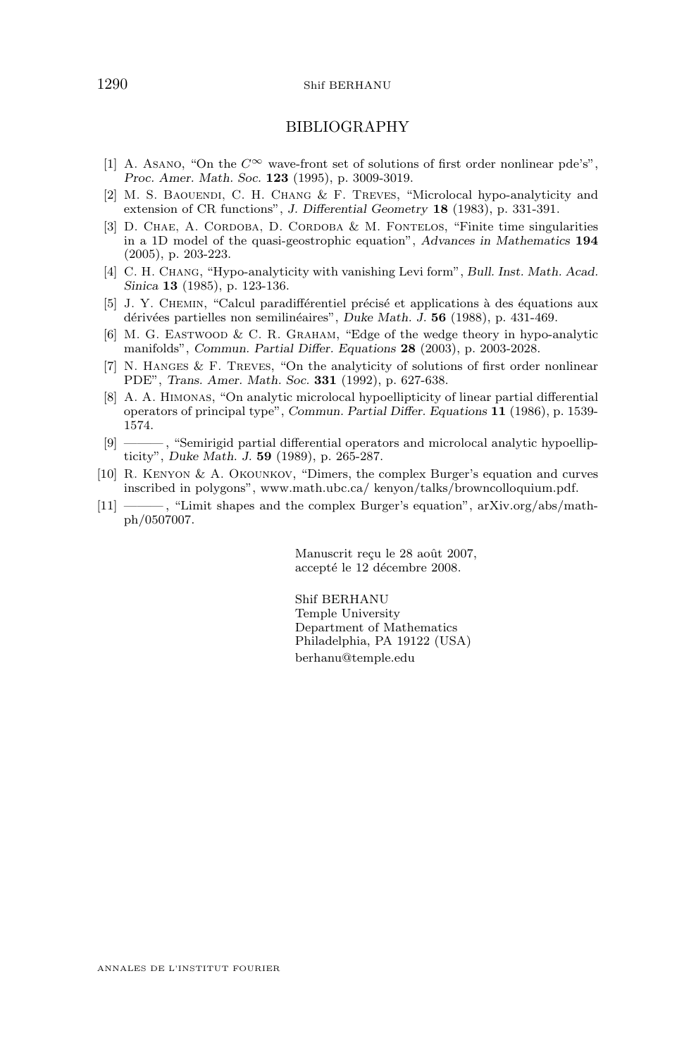## BIBLIOGRAPHY

[1] A. Asano, "On the $C^\infty$ wave-front set of solutions of first order nonlinear pde's", *Proc. Amer. Math. Soc.* **123** (1995), p. 3009-3019.

[2] M. S. Baouendi, C. H. Chang & F. Treves, "Microlocal hypo-analyticity and extension of CR functions", *J. Differential Geometry* **18** (1983), p. 331-391.

[3] D. Chae, A. Cordoba, D. Cordoba & M. Fontelos, "Finite time singularities in a 1D model of the quasi-geostrophic equation", *Advances in Mathematics* **194** (2005), p. 203-223.

[4] C. H. Chang, "Hypo-analyticity with vanishing Levi form", *Bull. Inst. Math. Acad. Sinica* **13** (1985), p. 123-136.

[5] J. Y. Chemin, "Calcul paradifférentiel précisé et applications à des équations aux dérivées partielles non semilinéaires", *Duke Math. J.* **56** (1988), p. 431-469.

[6] M. G. Eastwood & C. R. Graham, "Edge of the wedge theory in hypo-analytic manifolds", *Commun. Partial Differ. Equations* **28** (2003), p. 2003-2028.

[7] N. Hanges & F. Treves, "On the analyticity of solutions of first order nonlinear PDE", *Trans. Amer. Math. Soc.* **331** (1992), p. 627-638.

[8] A. A. Himonas, "On analytic microlocal hypoellipticity of linear partial differential operators of principal type", *Commun. Partial Differ. Equations* **11** (1986), p. 1539-1574.

[9] ———, "Semirigid partial differential operators and microlocal analytic hypoellipticity", *Duke Math. J.* **59** (1989), p. 265-287.

[10] R. Kenyon & A. Okounkov, "Dimers, the complex Burger's equation and curves inscribed in polygons", www.math.ubc.ca/ kenyon/talks/browncolloquium.pdf.

[11] ———, "Limit shapes and the complex Burger's equation", arXiv.org/abs/math-ph/0507007.

Manuscrit reçu le 28 août 2007,
accepté le 12 décembre 2008.

Shif BERHANU
Temple University
Department of Mathematics
Philadelphia, PA 19122 (USA)
berhanu@temple.edu